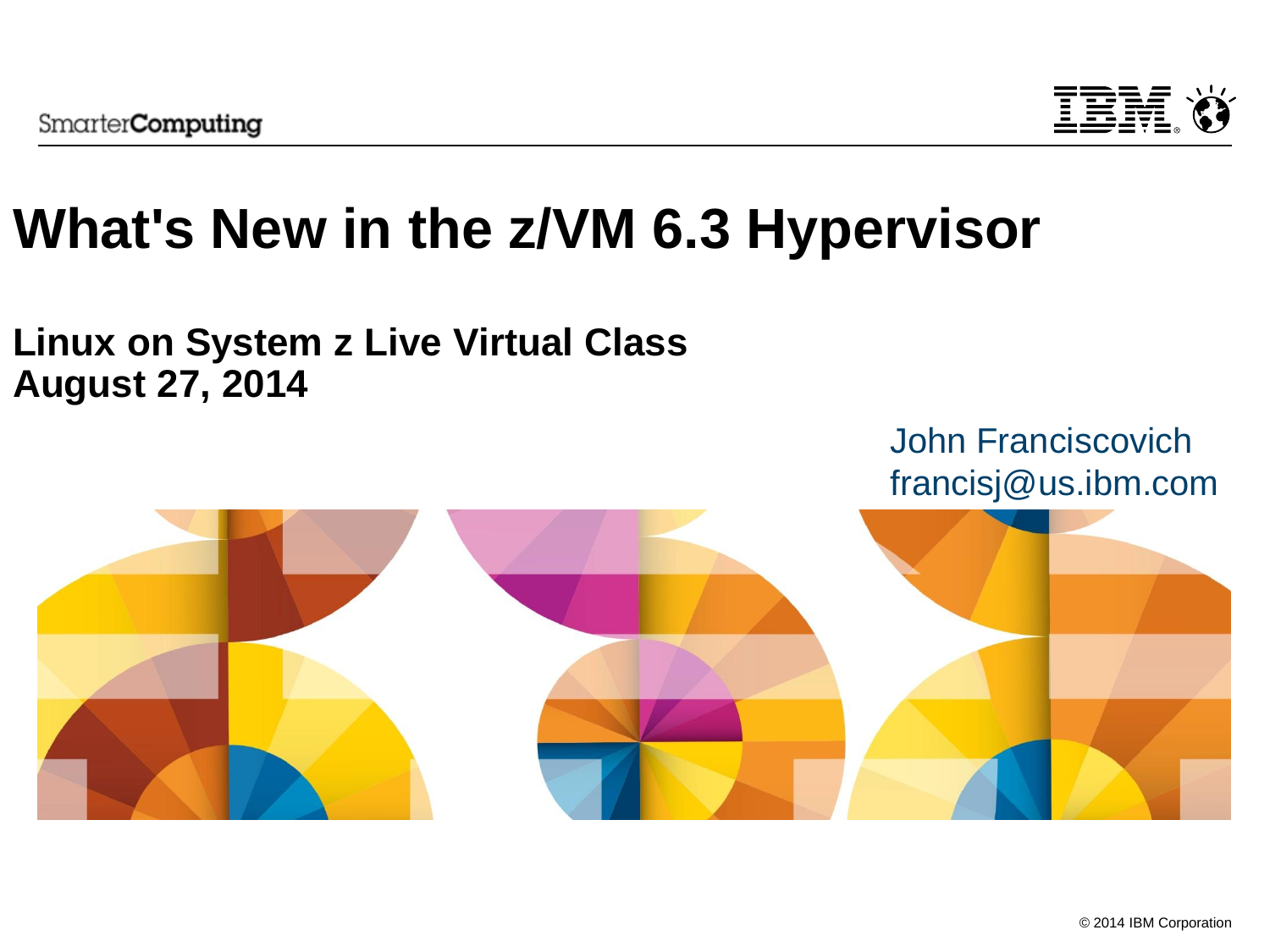SmarterComputing

# What's New in the z/VM 6.3 Hypervisor

## Linux on System z Live Virtual Class
## August 27, 2014

John Franciscovich
francisj@us.ibm.com

© 2014 IBM Corporation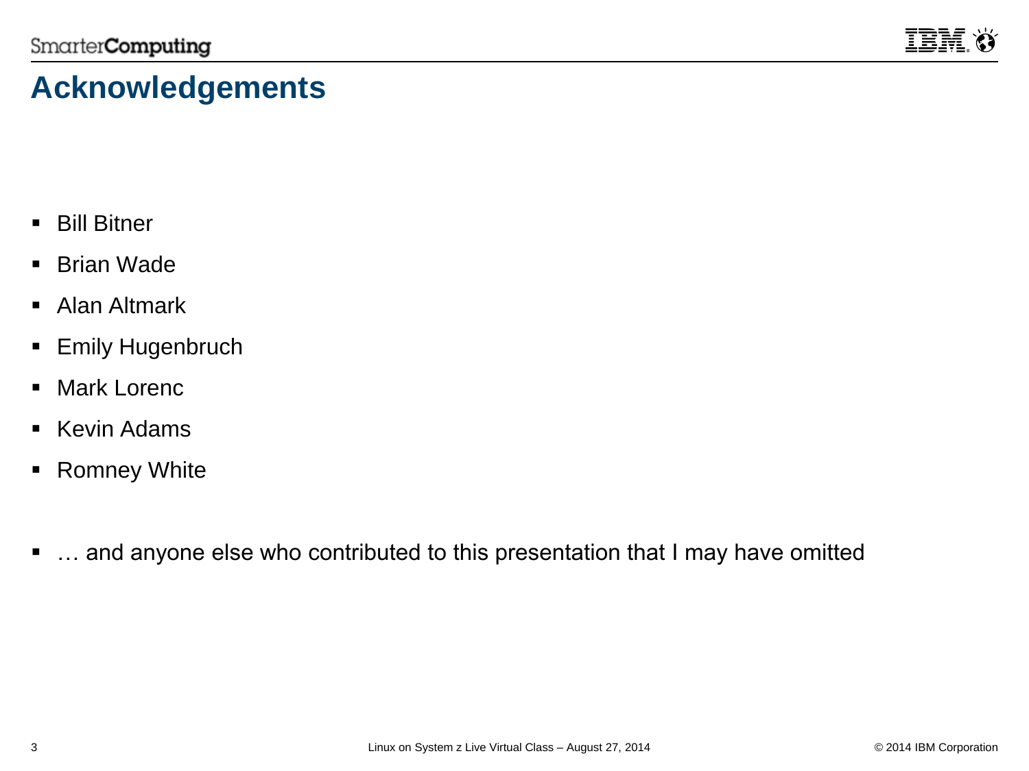# Acknowledgements

- Bill Bitner
- Brian Wade
- Alan Altmark
- Emily Hugenbruch
- Mark Lorenc
- Kevin Adams
- Romney White

- … and anyone else who contributed to this presentation that I may have omitted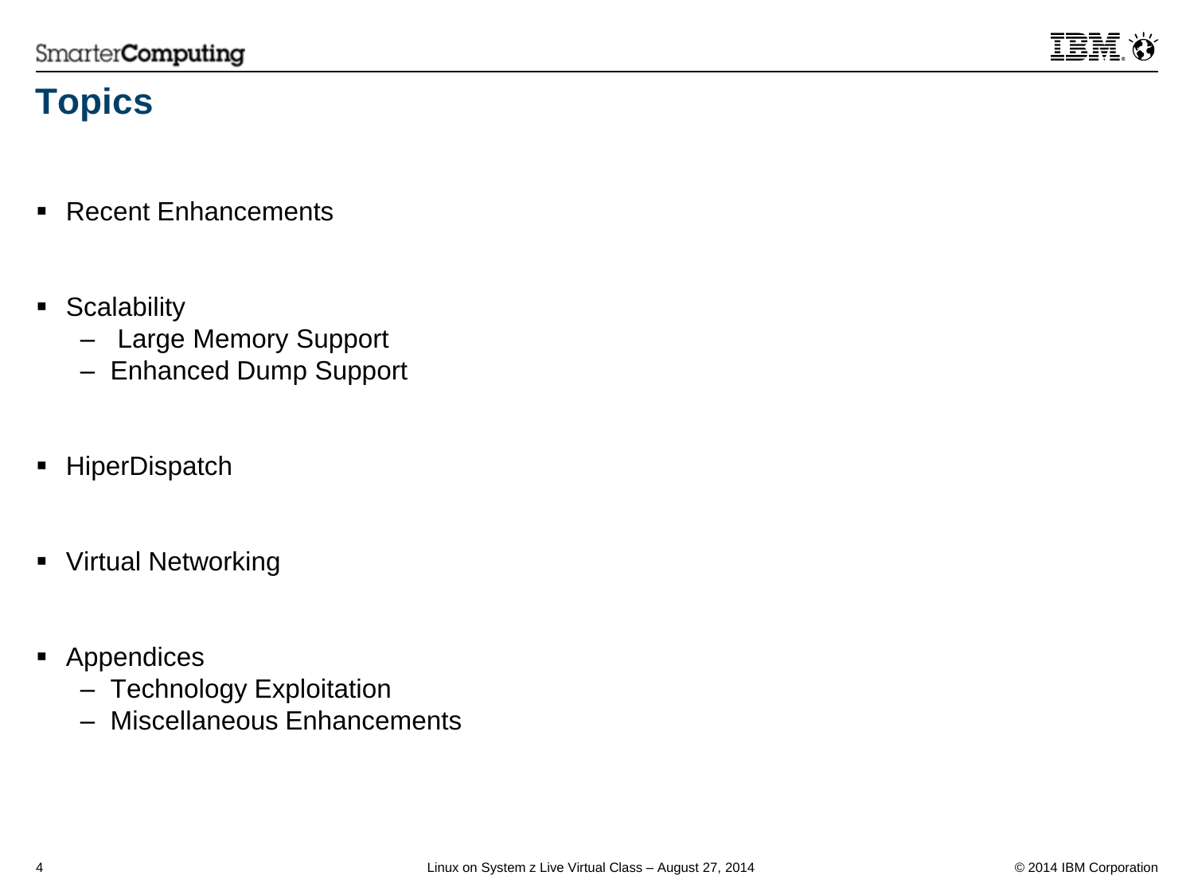# Topics

- Recent Enhancements
- Scalability
  - Large Memory Support
  - Enhanced Dump Support
- HiperDispatch
- Virtual Networking
- Appendices
  - Technology Exploitation
  - Miscellaneous Enhancements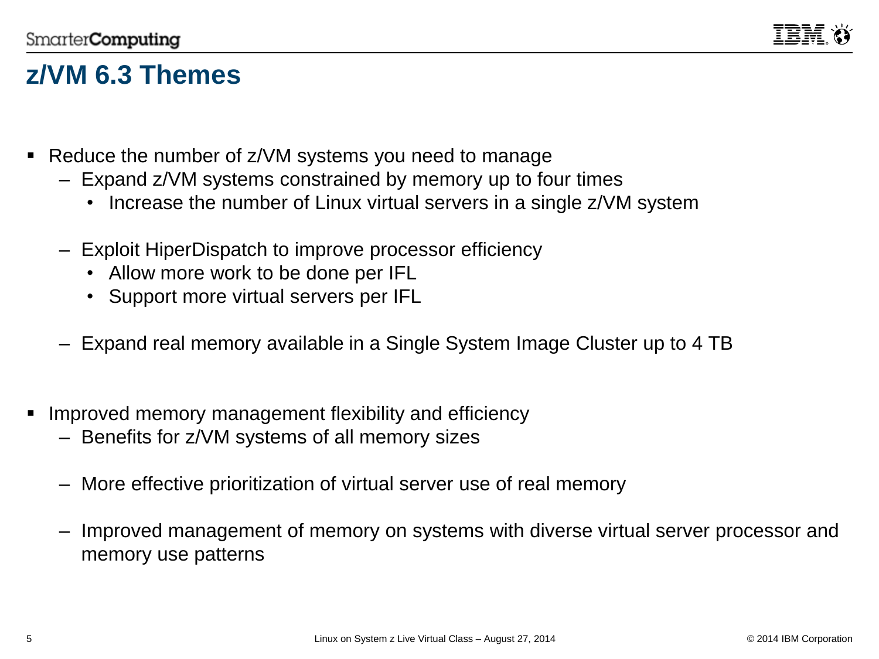# z/VM 6.3 Themes

- Reduce the number of z/VM systems you need to manage
  - Expand z/VM systems constrained by memory up to four times
    - Increase the number of Linux virtual servers in a single z/VM system
  - Exploit HiperDispatch to improve processor efficiency
    - Allow more work to be done per IFL
    - Support more virtual servers per IFL
  - Expand real memory available in a Single System Image Cluster up to 4 TB
- Improved memory management flexibility and efficiency
  - Benefits for z/VM systems of all memory sizes
  - More effective prioritization of virtual server use of real memory
  - Improved management of memory on systems with diverse virtual server processor and memory use patterns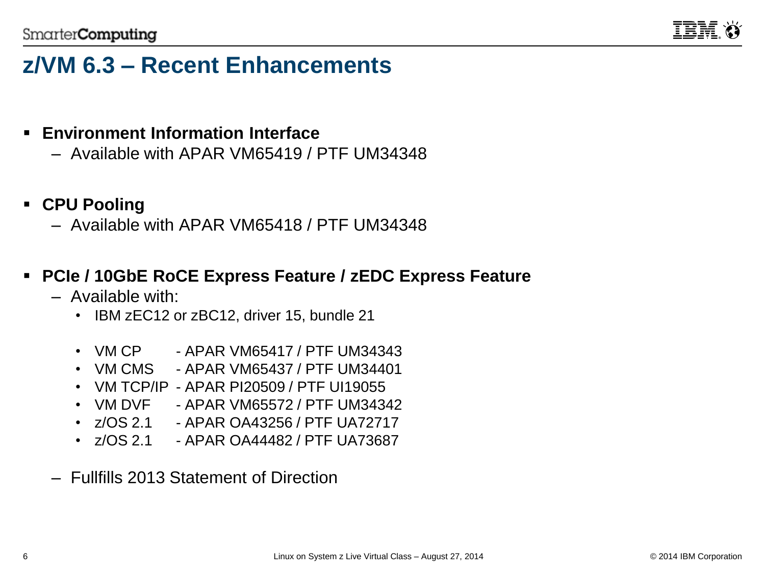# z/VM 6.3 – Recent Enhancements

- **Environment Information Interface**
  - Available with APAR VM65419 / PTF UM34348

- **CPU Pooling**
  - Available with APAR VM65418 / PTF UM34348

- **PCIe / 10GbE RoCE Express Feature / zEDC Express Feature**
  - Available with:
    - IBM zEC12 or zBC12, driver 15, bundle 21
    - VM CP - APAR VM65417 / PTF UM34343
    - VM CMS - APAR VM65437 / PTF UM34401
    - VM TCP/IP - APAR PI20509 / PTF UI19055
    - VM DVF - APAR VM65572 / PTF UM34342
    - z/OS 2.1 - APAR OA43256 / PTF UA72717
    - z/OS 2.1 - APAR OA44482 / PTF UA73687
  - Fullfills 2013 Statement of Direction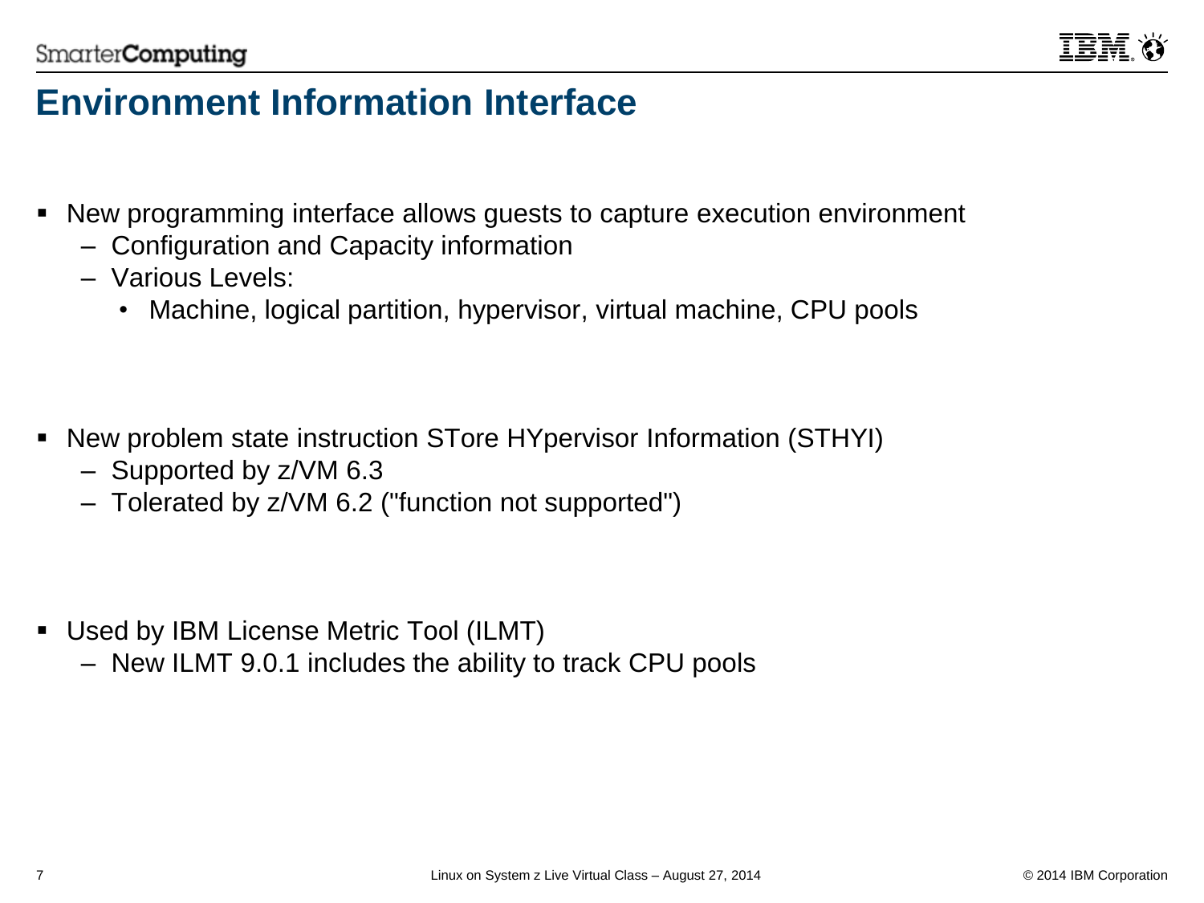# Environment Information Interface

- New programming interface allows guests to capture execution environment
  - Configuration and Capacity information
  - Various Levels:
    - Machine, logical partition, hypervisor, virtual machine, CPU pools

- New problem state instruction STore HYpervisor Information (STHYI)
  - Supported by z/VM 6.3
  - Tolerated by z/VM 6.2 ("function not supported")

- Used by IBM License Metric Tool (ILMT)
  - New ILMT 9.0.1 includes the ability to track CPU pools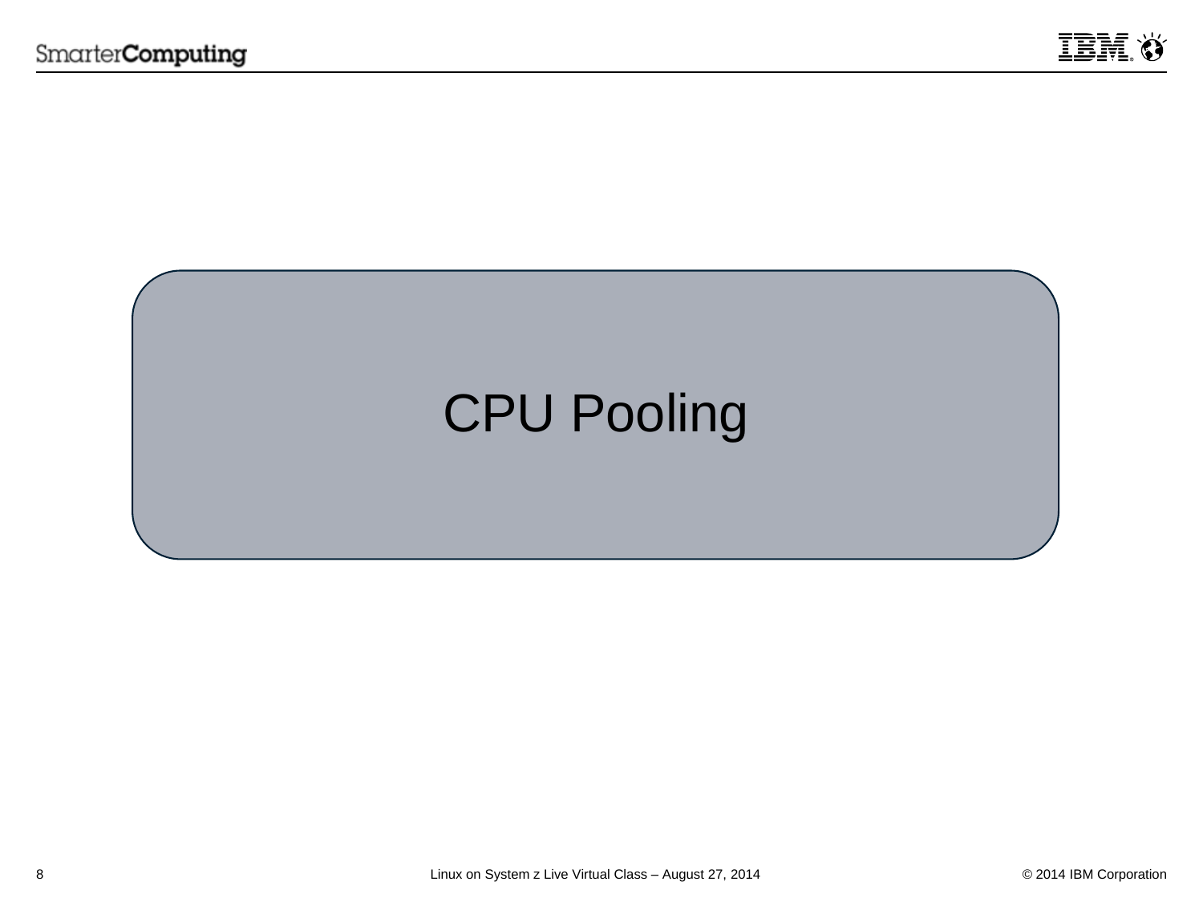# CPU Pooling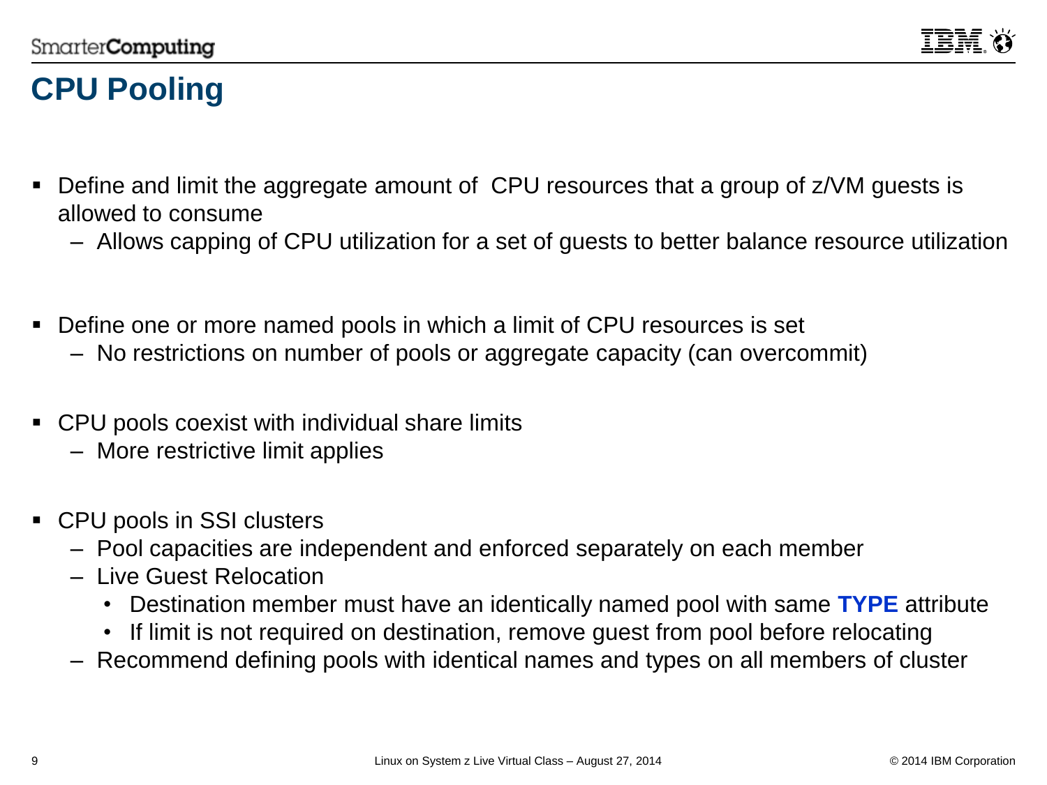# CPU Pooling

- Define and limit the aggregate amount of CPU resources that a group of z/VM guests is allowed to consume
  - Allows capping of CPU utilization for a set of guests to better balance resource utilization

- Define one or more named pools in which a limit of CPU resources is set
  - No restrictions on number of pools or aggregate capacity (can overcommit)

- CPU pools coexist with individual share limits
  - More restrictive limit applies

- CPU pools in SSI clusters
  - Pool capacities are independent and enforced separately on each member
  - Live Guest Relocation
    - Destination member must have an identically named pool with same **TYPE** attribute
    - If limit is not required on destination, remove guest from pool before relocating
  - Recommend defining pools with identical names and types on all members of cluster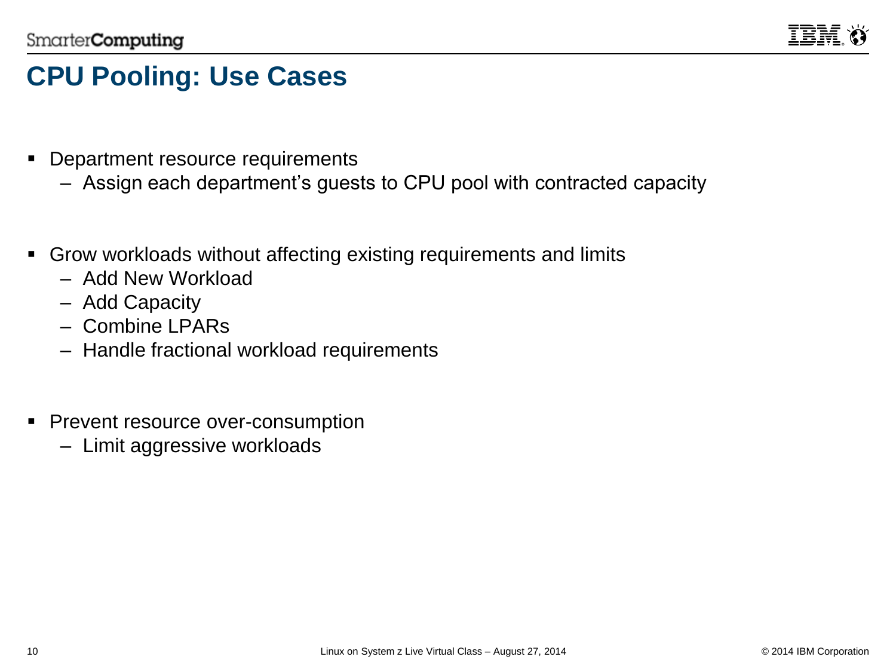# CPU Pooling: Use Cases

- Department resource requirements
  - Assign each department's guests to CPU pool with contracted capacity

- Grow workloads without affecting existing requirements and limits
  - Add New Workload
  - Add Capacity
  - Combine LPARs
  - Handle fractional workload requirements

- Prevent resource over-consumption
  - Limit aggressive workloads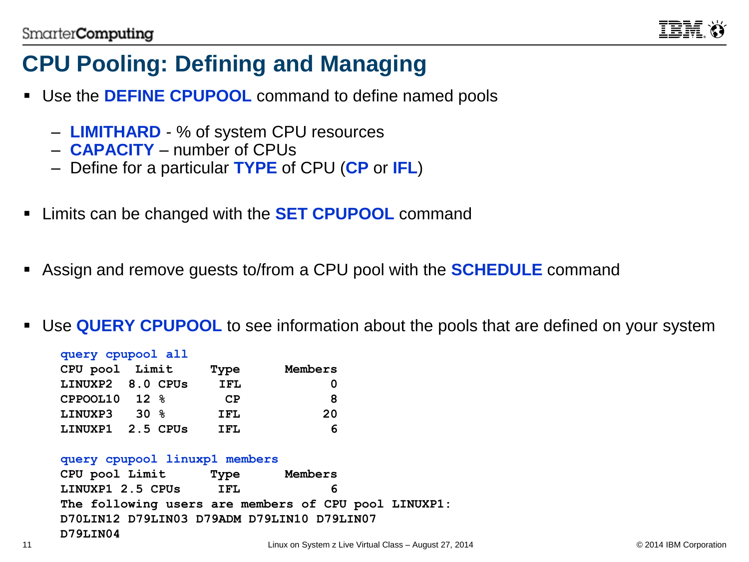# CPU Pooling: Defining and Managing

- Use the **DEFINE CPUPOOL** command to define named pools
  - **LIMITHARD** - % of system CPU resources
  - **CAPACITY** – number of CPUs
  - Define for a particular **TYPE** of CPU (**CP** or **IFL**)
- Limits can be changed with the **SET CPUPOOL** command
- Assign and remove guests to/from a CPU pool with the **SCHEDULE** command
- Use **QUERY CPUPOOL** to see information about the pools that are defined on your system

```
query cpupool all
CPU pool  Limit      Type      Members
LINUXP2  8.0 CPUs    IFL             0
CPPOOL10  12 %        CP             8
LINUXP3   30 %       IFL            20
LINUXP1  2.5 CPUs    IFL             6

query cpupool linuxp1 members
CPU pool Limit      Type      Members
LINUXP1 2.5 CPUs     IFL            6
The following users are members of CPU pool LINUXP1:
D70LIN12 D79LIN03 D79ADM D79LIN10 D79LIN07
D79LIN04
```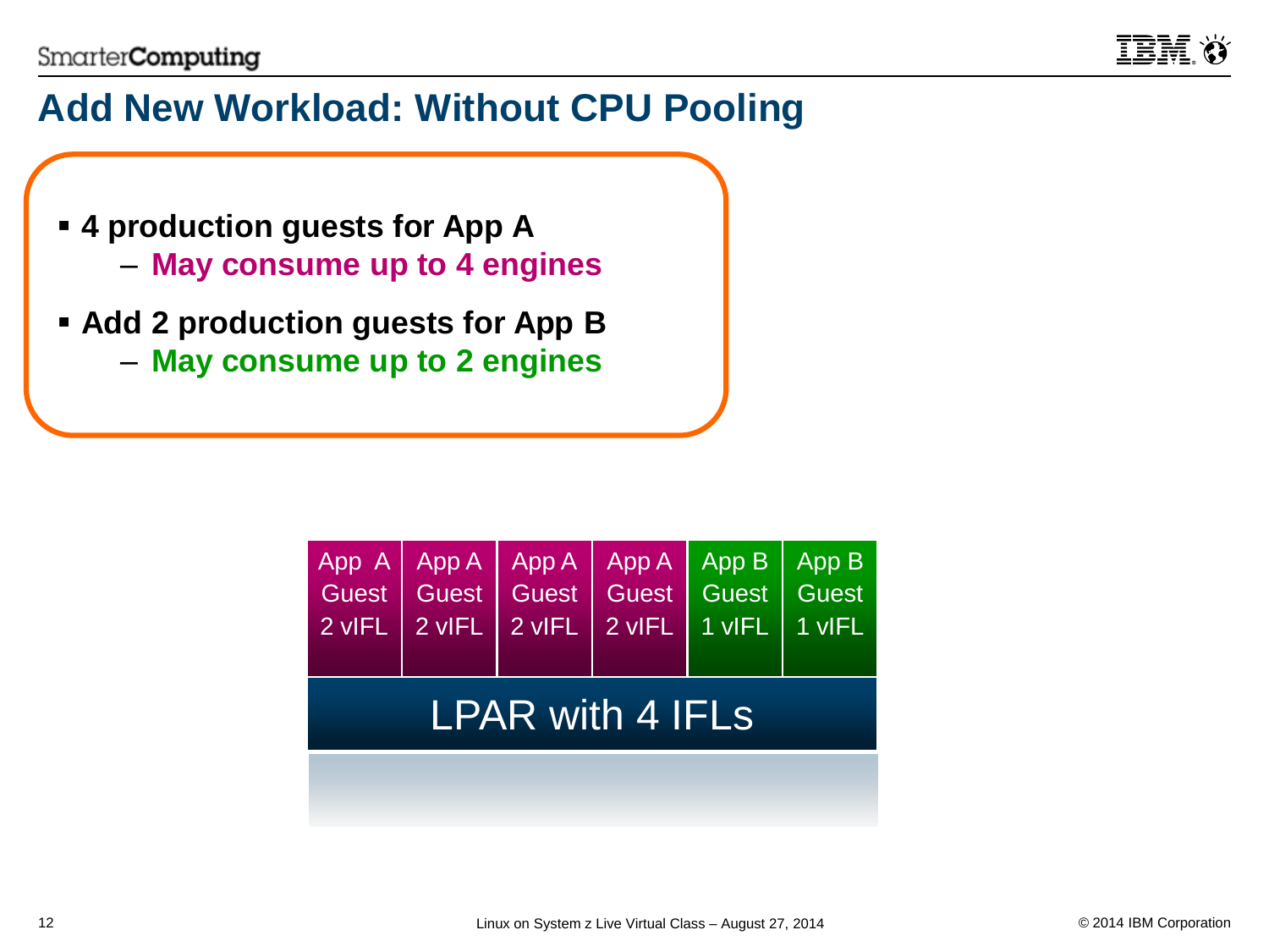# Add New Workload: Without CPU Pooling

- **4 production guests for App A**
  - **May consume up to 4 engines**
- **Add 2 production guests for App B**
  - **May consume up to 2 engines**

| App A Guest 2 vIFL | App A Guest 2 vIFL | App A Guest 2 vIFL | App A Guest 2 vIFL | App B Guest 1 vIFL | App B Guest 1 vIFL |
|---|---|---|---|---|---|

LPAR with 4 IFLs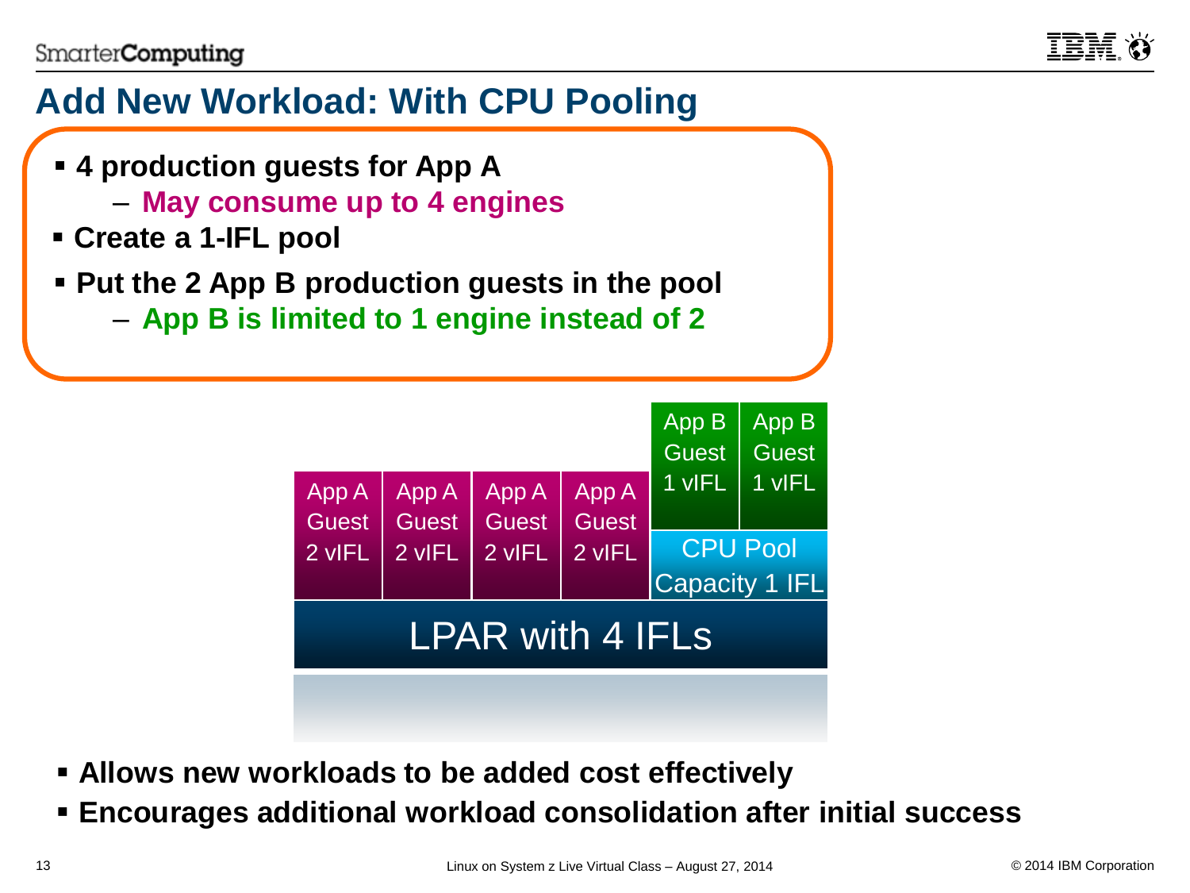# Add New Workload: With CPU Pooling

- **4 production guests for App A**
  - **May consume up to 4 engines**
- **Create a 1-IFL pool**
- **Put the 2 App B production guests in the pool**
  - **App B is limited to 1 engine instead of 2**

| App A Guest 2 vIFL | App A Guest 2 vIFL | App A Guest 2 vIFL | App A Guest 2 vIFL | App B Guest 1 vIFL | App B Guest 1 vIFL |
|---|---|---|---|---|---|
| | | | | CPU Pool Capacity 1 IFL | |
| LPAR with 4 IFLs | | | | | |

- **Allows new workloads to be added cost effectively**
- **Encourages additional workload consolidation after initial success**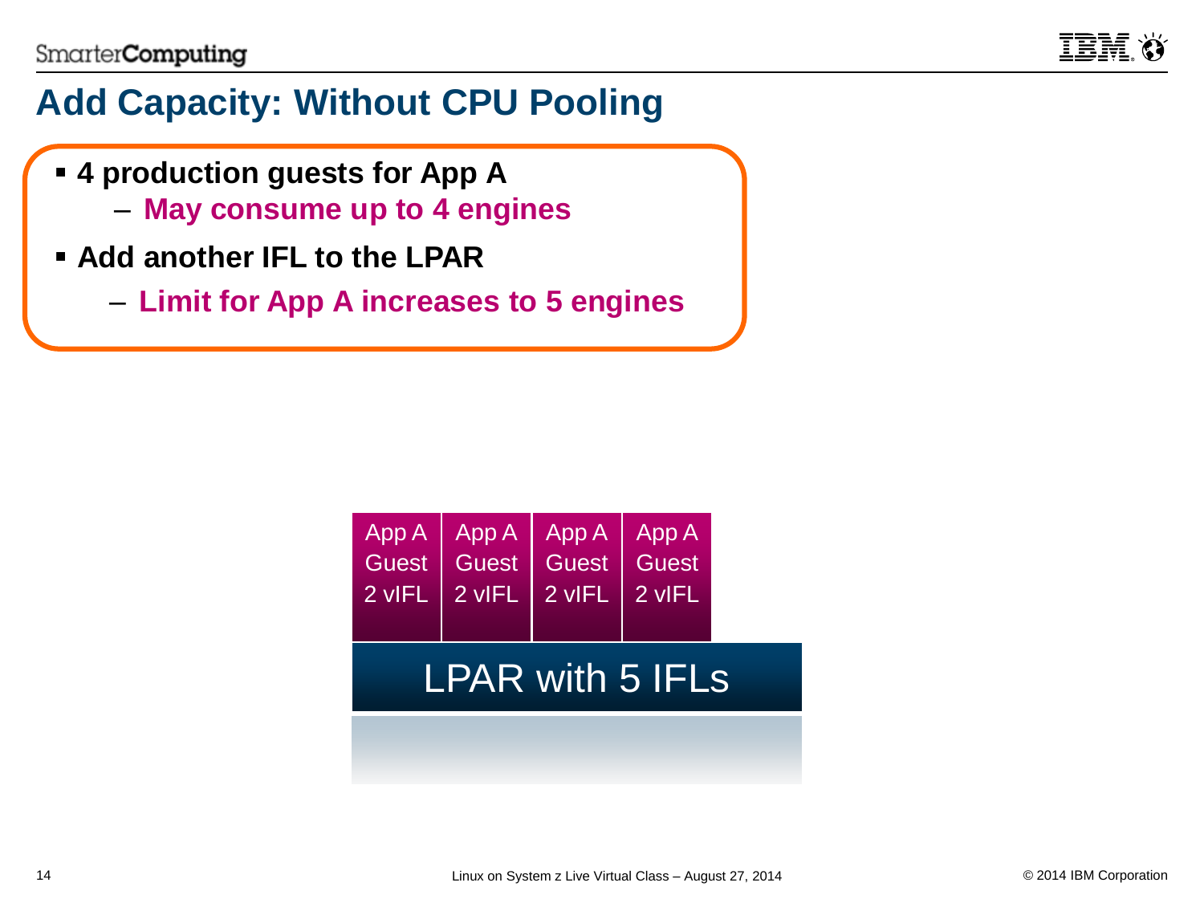# Add Capacity: Without CPU Pooling

- **4 production guests for App A**
  - **May consume up to 4 engines**
- **Add another IFL to the LPAR**
  - **Limit for App A increases to 5 engines**

| App A Guest 2 vIFL | App A Guest 2 vIFL | App A Guest 2 vIFL | App A Guest 2 vIFL |
| --- | --- | --- | --- |

LPAR with 5 IFLs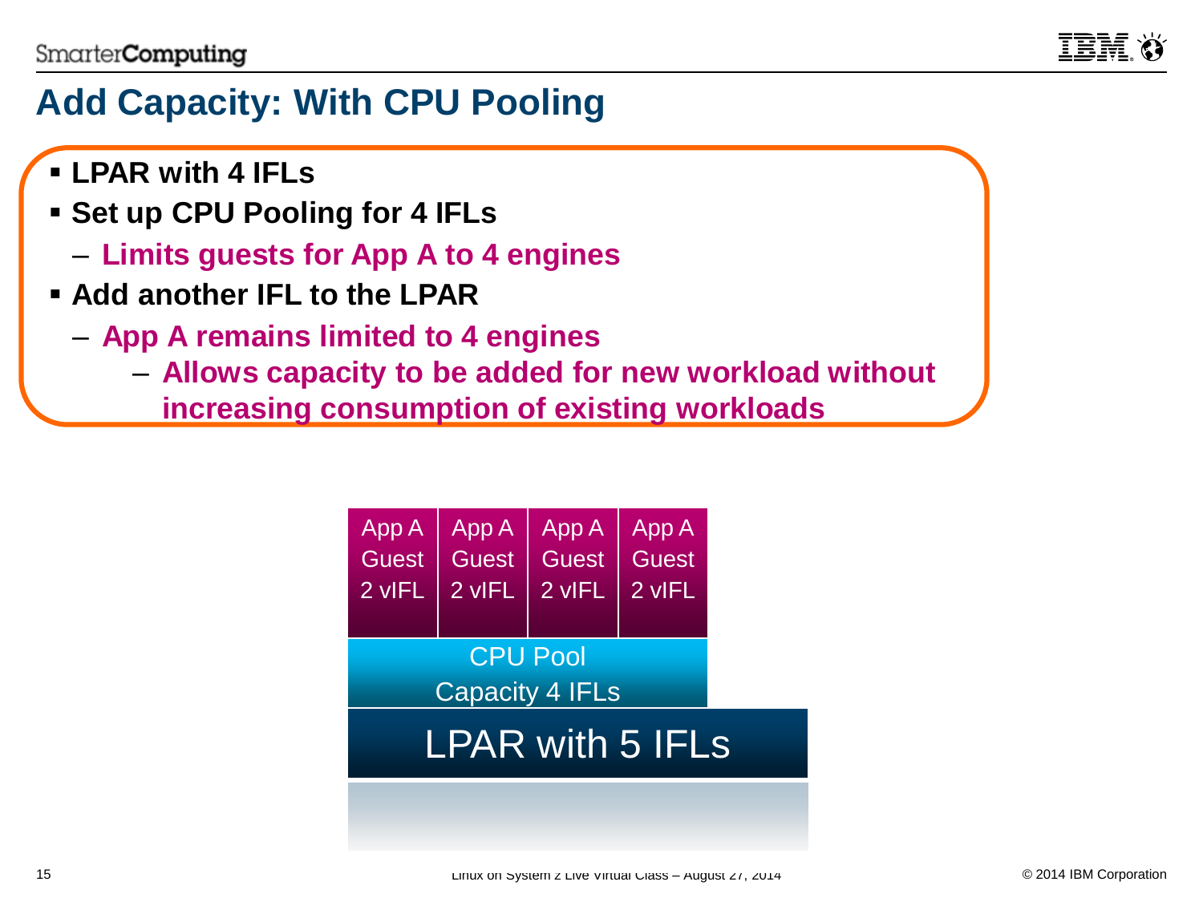# Add Capacity: With CPU Pooling

- **LPAR with 4 IFLs**
- **Set up CPU Pooling for 4 IFLs**
  - **Limits guests for App A to 4 engines**
- **Add another IFL to the LPAR**
  - **App A remains limited to 4 engines**
    - **Allows capacity to be added for new workload without increasing consumption of existing workloads**

| App A Guest 2 vIFL | App A Guest 2 vIFL | App A Guest 2 vIFL | App A Guest 2 vIFL |
|---|---|---|---|

CPU Pool
Capacity 4 IFLs

LPAR with 5 IFLs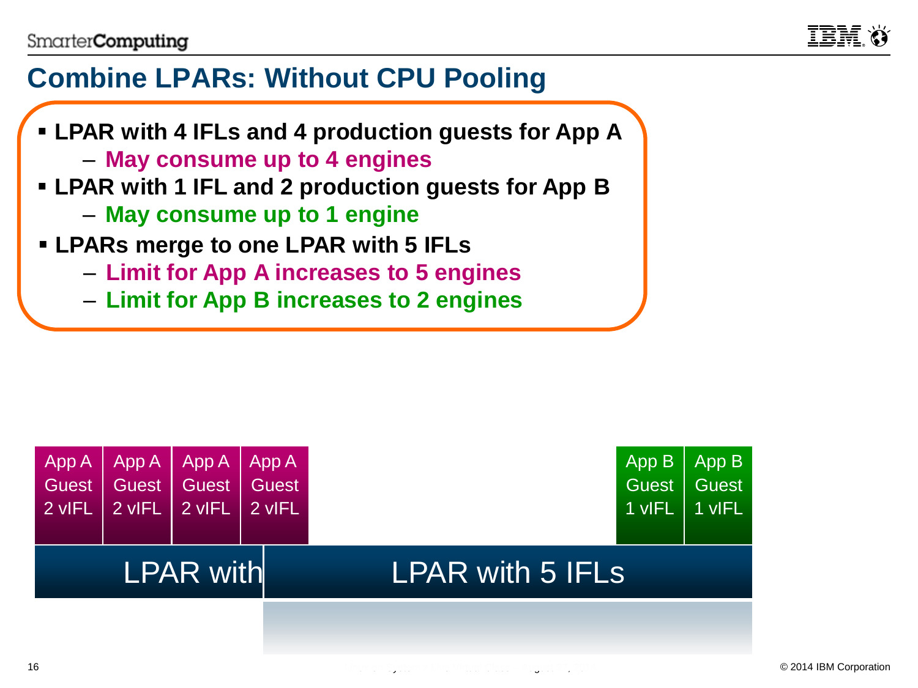# Combine LPARs: Without CPU Pooling

- **LPAR with 4 IFLs and 4 production guests for App A**
  - **May consume up to 4 engines**
- **LPAR with 1 IFL and 2 production guests for App B**
  - **May consume up to 1 engine**
- **LPARs merge to one LPAR with 5 IFLs**
  - **Limit for App A increases to 5 engines**
  - **Limit for App B increases to 2 engines**

| App A Guest 2 vIFL | App A Guest 2 vIFL | App A Guest 2 vIFL | App A Guest 2 vIFL | App B Guest 1 vIFL | App B Guest 1 vIFL |
|---|---|---|---|---|---|

LPAR with

LPAR with 5 IFLs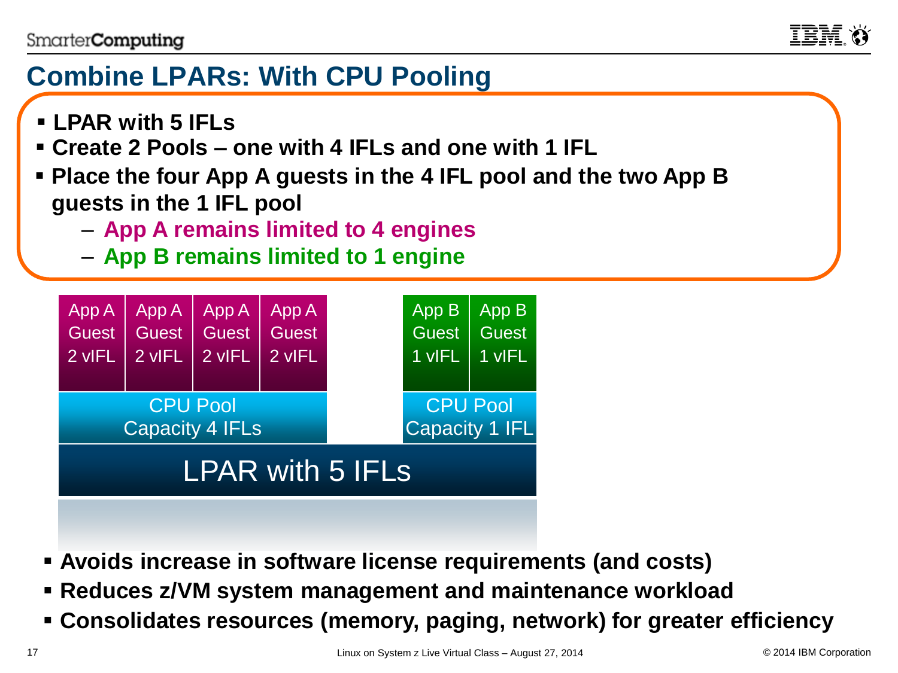# Combine LPARs: With CPU Pooling

- **LPAR with 5 IFLs**
- **Create 2 Pools – one with 4 IFLs and one with 1 IFL**
- **Place the four App A guests in the 4 IFL pool and the two App B guests in the 1 IFL pool**
  - **App A remains limited to 4 engines**
  - **App B remains limited to 1 engine**

| App A Guest 2 vIFL | App A Guest 2 vIFL | App A Guest 2 vIFL | App A Guest 2 vIFL | | App B Guest 1 vIFL | App B Guest 1 vIFL |
|---|---|---|---|---|---|---|
| CPU Pool Capacity 4 IFLs | | | | | CPU Pool Capacity 1 IFL | |
| LPAR with 5 IFLs | | | | | | |

- **Avoids increase in software license requirements (and costs)**
- **Reduces z/VM system management and maintenance workload**
- **Consolidates resources (memory, paging, network) for greater efficiency**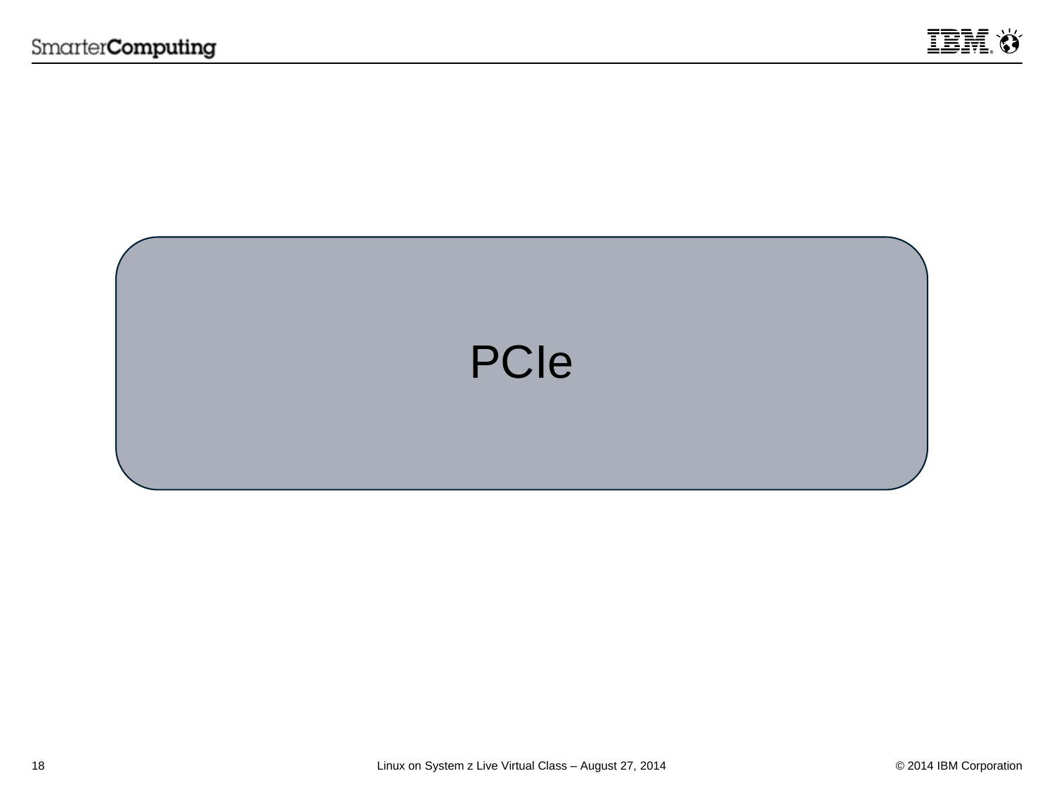# PCIe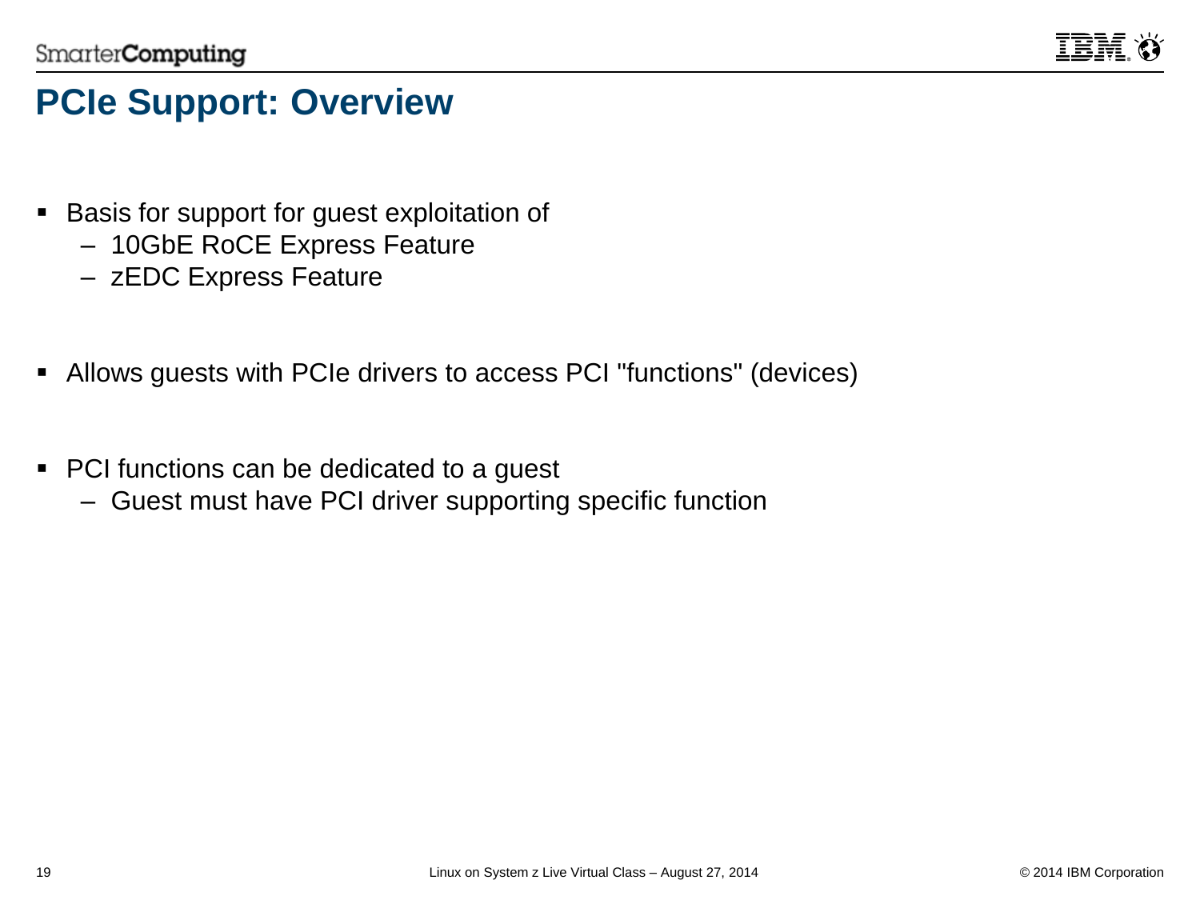# PCIe Support: Overview

- Basis for support for guest exploitation of
  - 10GbE RoCE Express Feature
  - zEDC Express Feature

- Allows guests with PCIe drivers to access PCI "functions" (devices)

- PCI functions can be dedicated to a guest
  - Guest must have PCI driver supporting specific function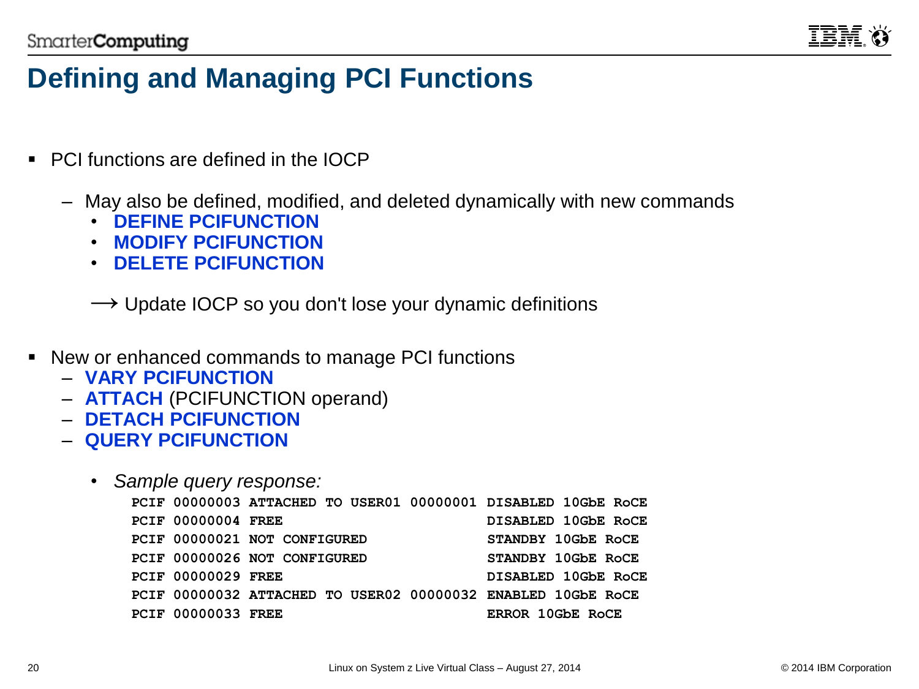# Defining and Managing PCI Functions

- PCI functions are defined in the IOCP
  - May also be defined, modified, and deleted dynamically with new commands
    - **DEFINE PCIFUNCTION**
    - **MODIFY PCIFUNCTION**
    - **DELETE PCIFUNCTION**

  ⟶ Update IOCP so you don't lose your dynamic definitions

- New or enhanced commands to manage PCI functions
  - **VARY PCIFUNCTION**
  - **ATTACH** (PCIFUNCTION operand)
  - **DETACH PCIFUNCTION**
  - **QUERY PCIFUNCTION**
    - *Sample query response:*

```
PCIF 00000003 ATTACHED TO USER01 00000001 DISABLED 10GbE RoCE
PCIF 00000004 FREE                        DISABLED 10GbE RoCE
PCIF 00000021 NOT CONFIGURED              STANDBY 10GbE RoCE
PCIF 00000026 NOT CONFIGURED              STANDBY 10GbE RoCE
PCIF 00000029 FREE                        DISABLED 10GbE RoCE
PCIF 00000032 ATTACHED TO USER02 00000032 ENABLED 10GbE RoCE
PCIF 00000033 FREE                        ERROR 10GbE RoCE
```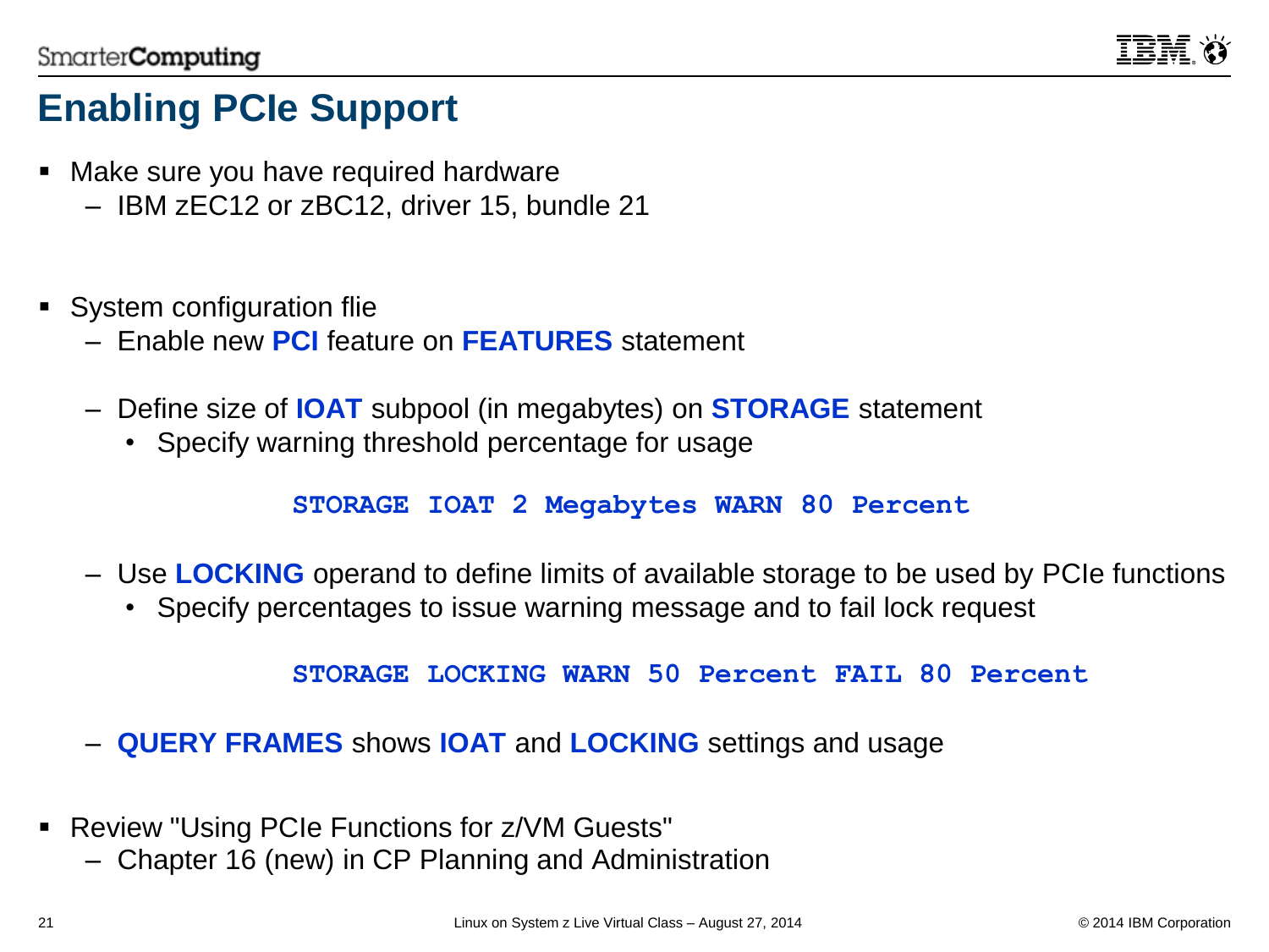# Enabling PCIe Support

- Make sure you have required hardware
  - IBM zEC12 or zBC12, driver 15, bundle 21

- System configuration flie
  - Enable new **PCI** feature on **FEATURES** statement
  - Define size of **IOAT** subpool (in megabytes) on **STORAGE** statement
    - Specify warning threshold percentage for usage

```
STORAGE IOAT 2 Megabytes WARN 80 Percent
```

  - Use **LOCKING** operand to define limits of available storage to be used by PCIe functions
    - Specify percentages to issue warning message and to fail lock request

```
STORAGE LOCKING WARN 50 Percent FAIL 80 Percent
```

  - **QUERY FRAMES** shows **IOAT** and **LOCKING** settings and usage

- Review "Using PCIe Functions for z/VM Guests"
  - Chapter 16 (new) in CP Planning and Administration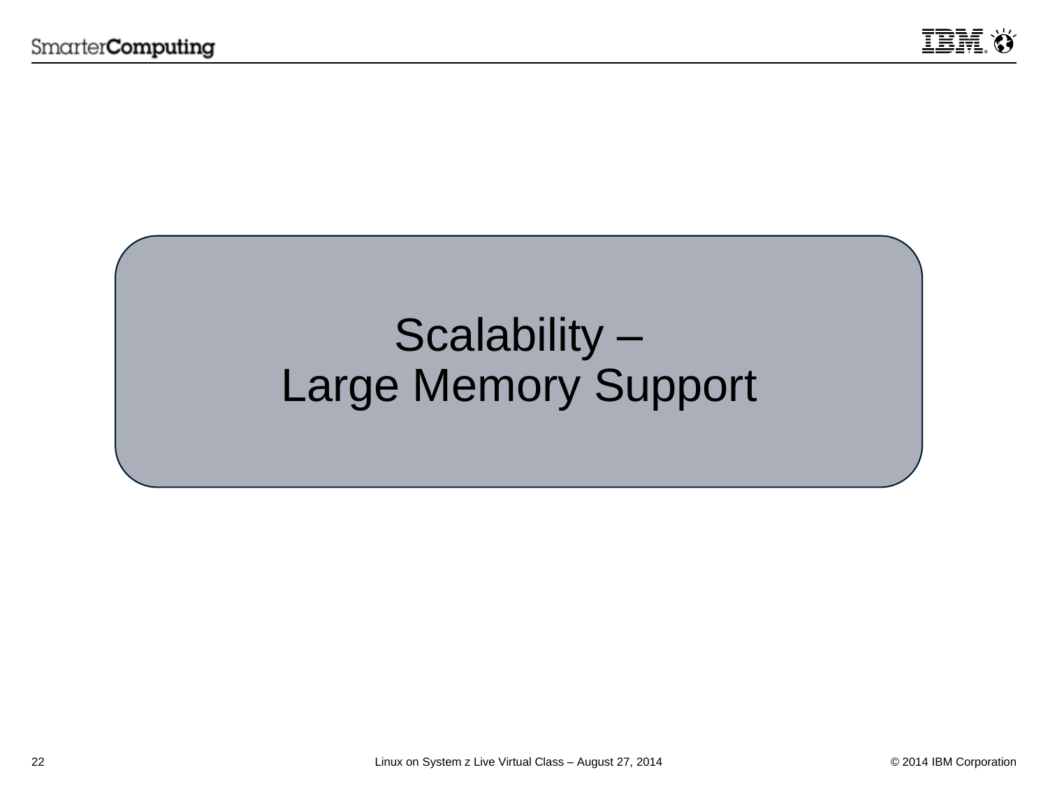# Scalability – Large Memory Support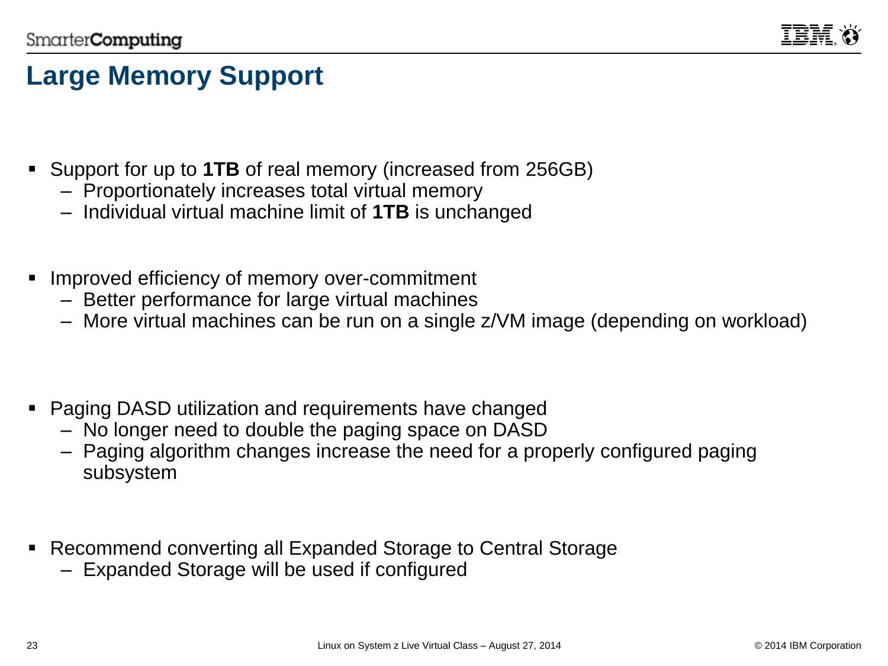# Large Memory Support

- Support for up to **1TB** of real memory (increased from 256GB)
  - Proportionately increases total virtual memory
  - Individual virtual machine limit of **1TB** is unchanged

- Improved efficiency of memory over-commitment
  - Better performance for large virtual machines
  - More virtual machines can be run on a single z/VM image (depending on workload)

- Paging DASD utilization and requirements have changed
  - No longer need to double the paging space on DASD
  - Paging algorithm changes increase the need for a properly configured paging subsystem

- Recommend converting all Expanded Storage to Central Storage
  - Expanded Storage will be used if configured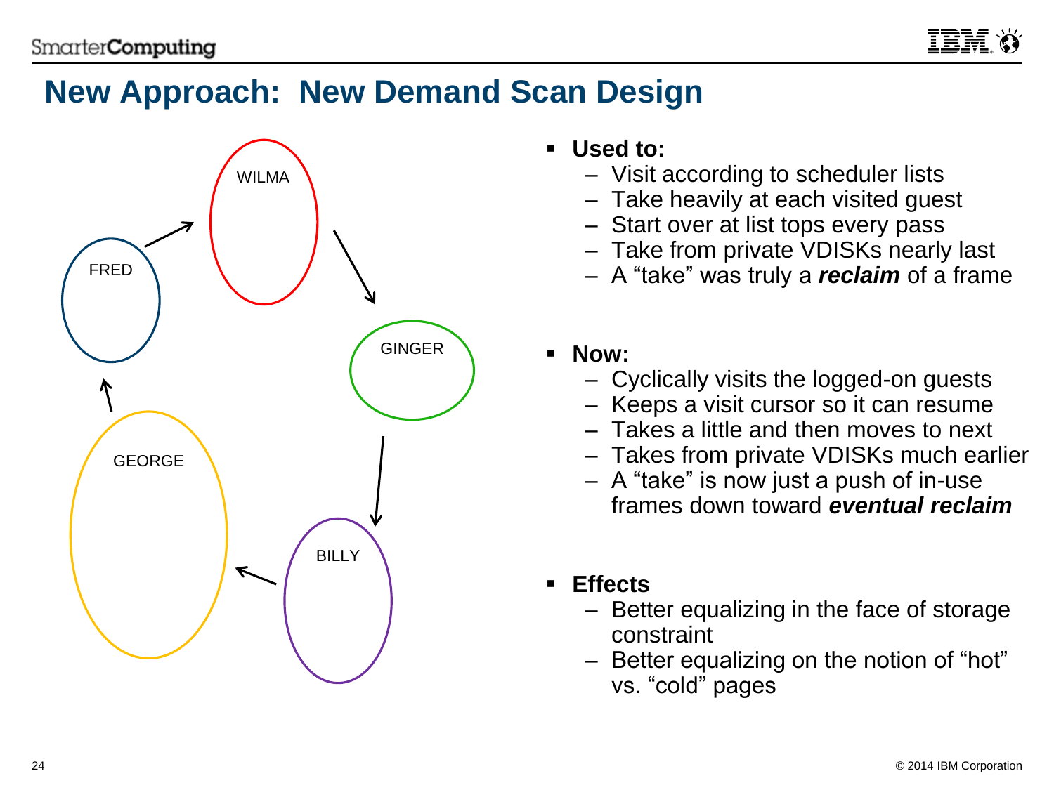# New Approach: New Demand Scan Design

WILMA

FRED

GINGER

GEORGE

BILLY

- **Used to:**
  - Visit according to scheduler lists
  - Take heavily at each visited guest
  - Start over at list tops every pass
  - Take from private VDISKs nearly last
  - A “take” was truly a ***reclaim*** of a frame
- **Now:**
  - Cyclically visits the logged-on guests
  - Keeps a visit cursor so it can resume
  - Takes a little and then moves to next
  - Takes from private VDISKs much earlier
  - A “take” is now just a push of in-use frames down toward ***eventual reclaim***
- **Effects**
  - Better equalizing in the face of storage constraint
  - Better equalizing on the notion of “hot” vs. “cold” pages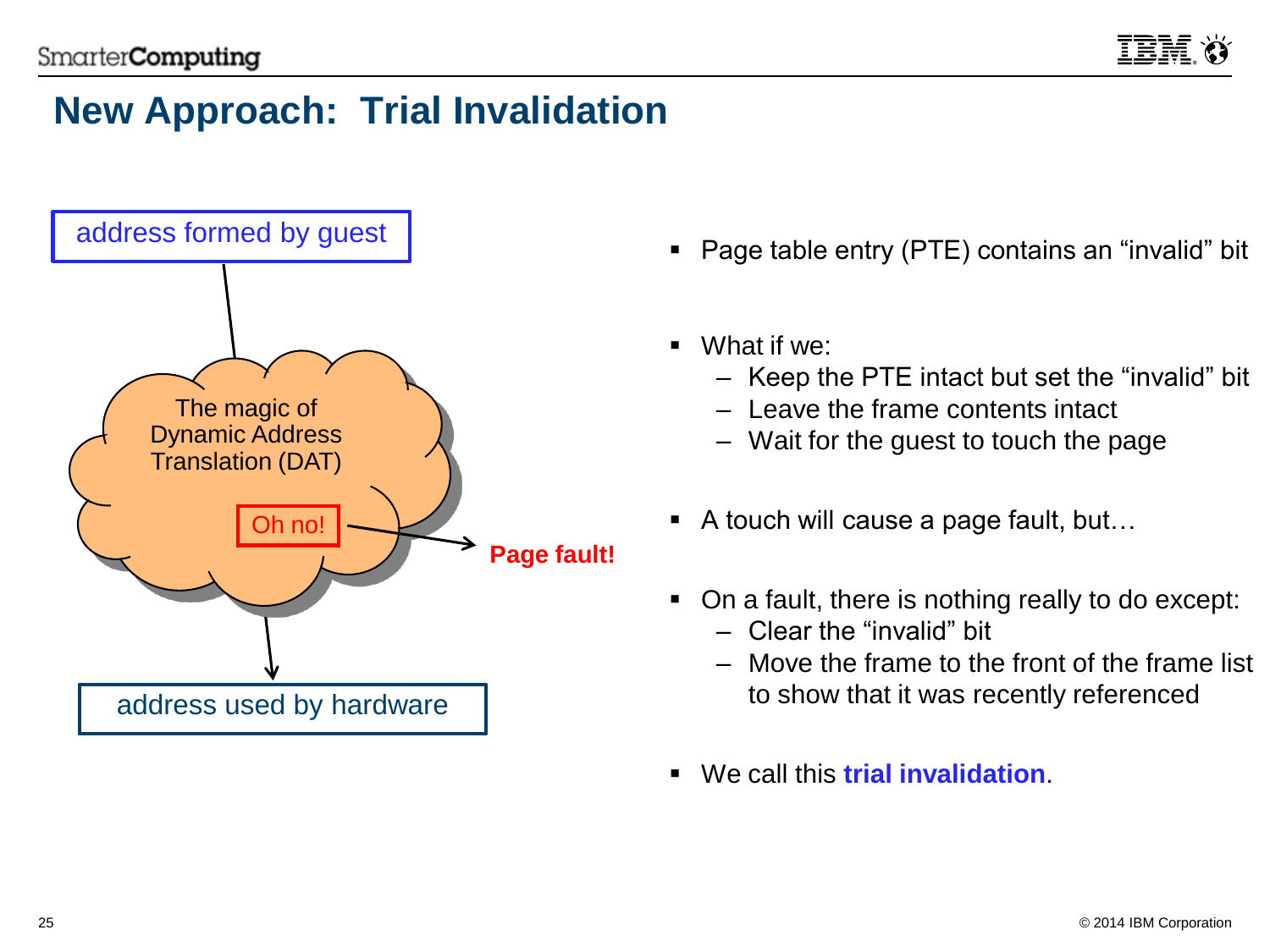# New Approach: Trial Invalidation

address formed by guest

The magic of Dynamic Address Translation (DAT)

Oh no!

Page fault!

address used by hardware

- Page table entry (PTE) contains an “invalid” bit
- What if we:
  - Keep the PTE intact but set the “invalid” bit
  - Leave the frame contents intact
  - Wait for the guest to touch the page
- A touch will cause a page fault, but…
- On a fault, there is nothing really to do except:
  - Clear the “invalid” bit
  - Move the frame to the front of the frame list to show that it was recently referenced
- We call this **trial invalidation**.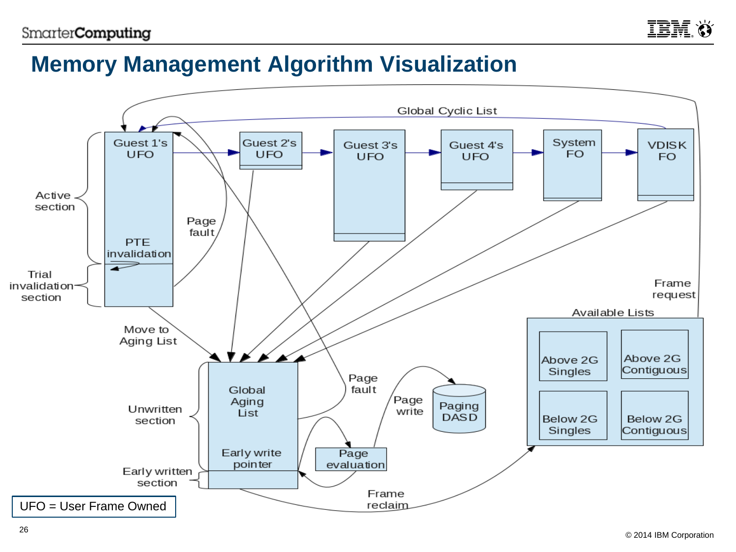# Memory Management Algorithm Visualization

Global Cyclic List

Guest 1's UFO

Guest 2's UFO

Guest 3's UFO

Guest 4's UFO

System FO

VDISK FO

Active section

PTE invalidation

Trial invalidation section

Page fault

Move to Aging List

Frame request

Available Lists

Above 2G Singles

Above 2G Contiguous

Below 2G Singles

Below 2G Contiguous

Unwritten section

Global Aging List

Early write pointer

Early written section

Page fault

Page write

Paging DASD

Page evaluation

Frame reclaim

UFO = User Frame Owned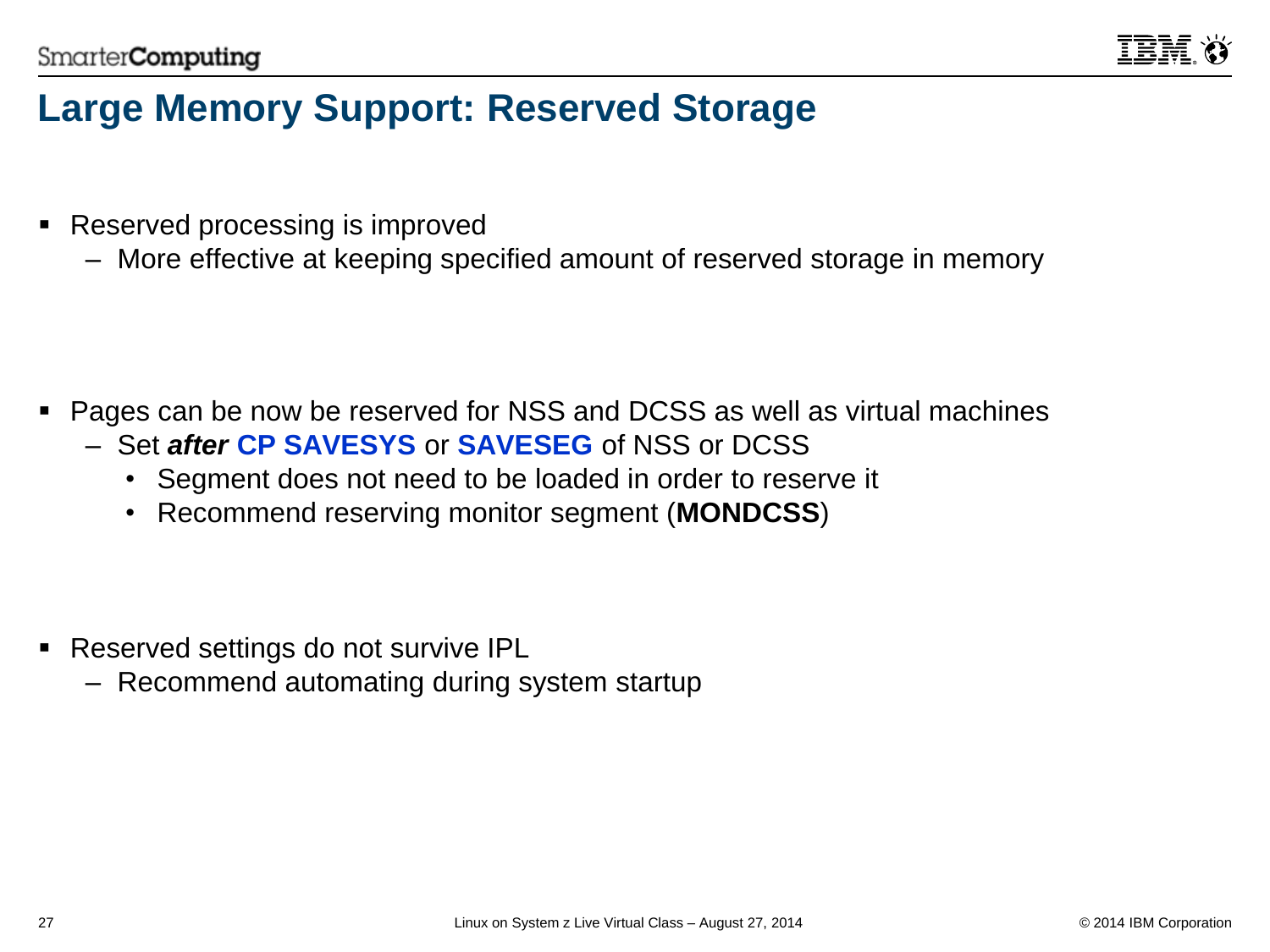# Large Memory Support: Reserved Storage

- Reserved processing is improved
  - More effective at keeping specified amount of reserved storage in memory

- Pages can be now be reserved for NSS and DCSS as well as virtual machines
  - Set ***after*** **CP SAVESYS** or **SAVESEG** of NSS or DCSS
    - Segment does not need to be loaded in order to reserve it
    - Recommend reserving monitor segment (**MONDCSS**)

- Reserved settings do not survive IPL
  - Recommend automating during system startup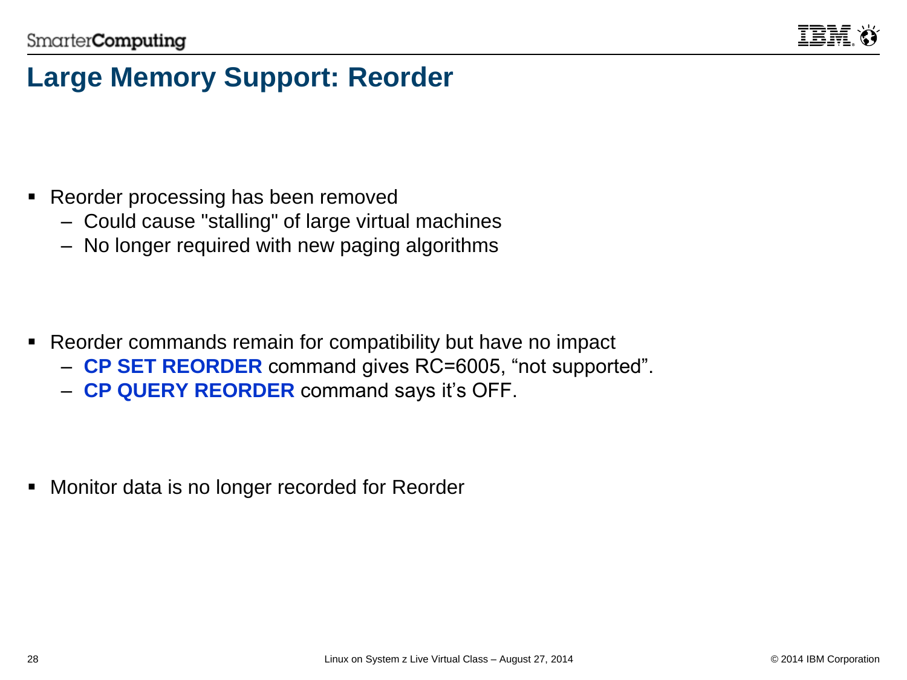# Large Memory Support: Reorder

- Reorder processing has been removed
  - Could cause "stalling" of large virtual machines
  - No longer required with new paging algorithms

- Reorder commands remain for compatibility but have no impact
  - **CP SET REORDER** command gives RC=6005, “not supported”.
  - **CP QUERY REORDER** command says it’s OFF.

- Monitor data is no longer recorded for Reorder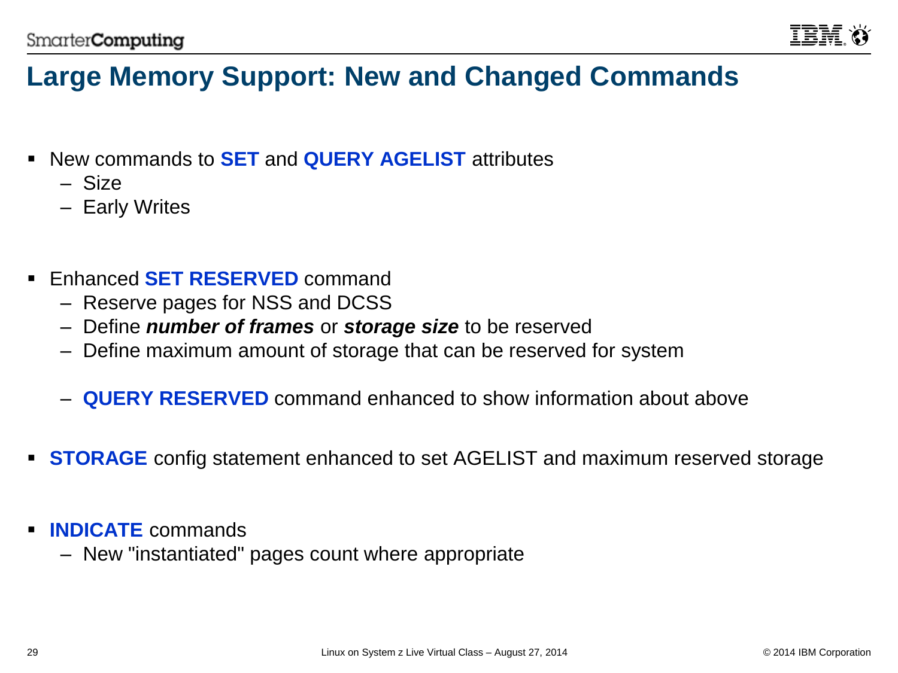# Large Memory Support: New and Changed Commands

- New commands to **SET** and **QUERY AGELIST** attributes
  - Size
  - Early Writes

- Enhanced **SET RESERVED** command
  - Reserve pages for NSS and DCSS
  - Define ***number of frames*** or ***storage size*** to be reserved
  - Define maximum amount of storage that can be reserved for system
  - **QUERY RESERVED** command enhanced to show information about above

- **STORAGE** config statement enhanced to set AGELIST and maximum reserved storage

- **INDICATE** commands
  - New "instantiated" pages count where appropriate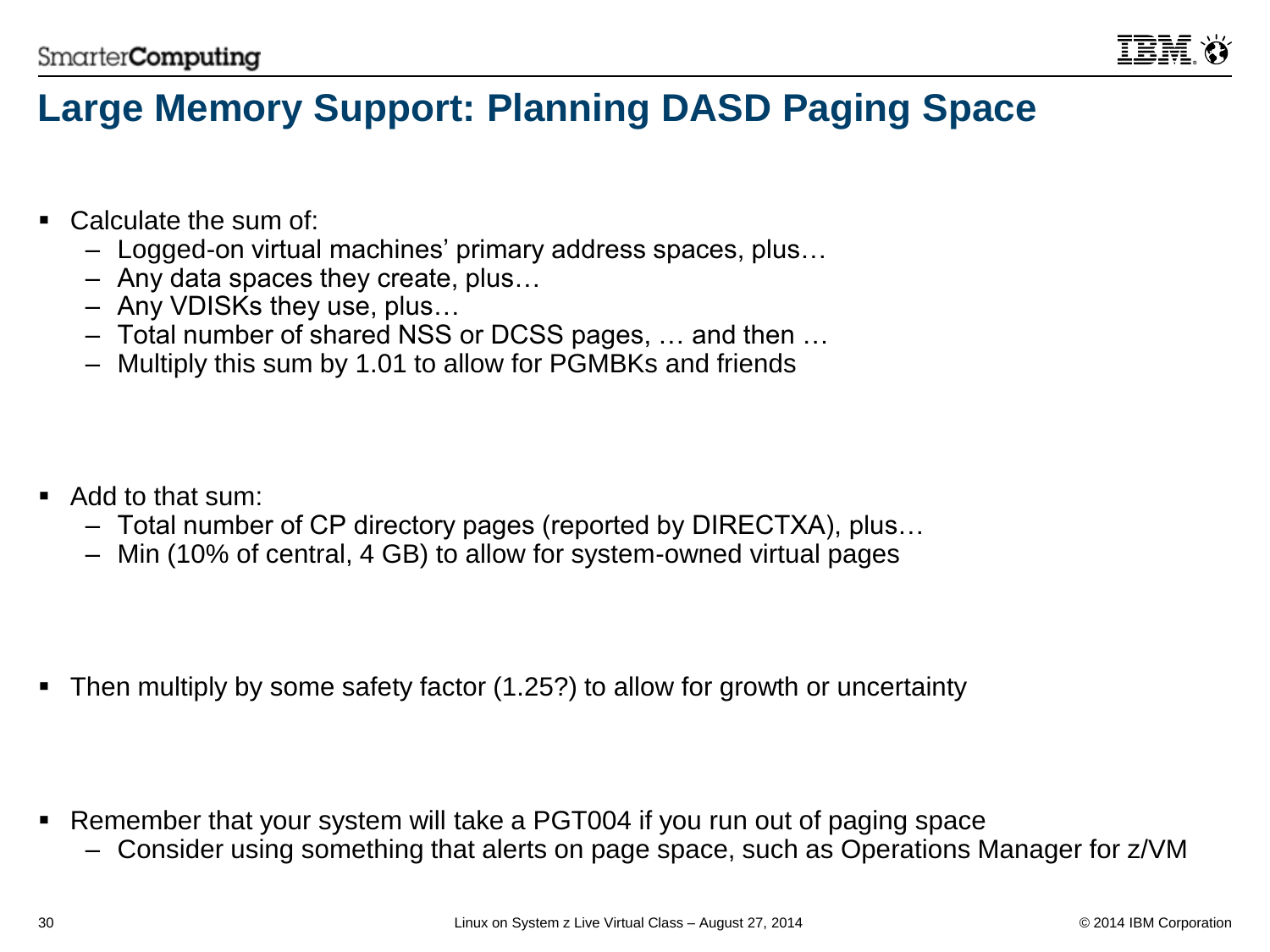# Large Memory Support: Planning DASD Paging Space

- Calculate the sum of:
  - Logged-on virtual machines' primary address spaces, plus…
  - Any data spaces they create, plus…
  - Any VDISKs they use, plus…
  - Total number of shared NSS or DCSS pages, … and then …
  - Multiply this sum by 1.01 to allow for PGMBKs and friends

- Add to that sum:
  - Total number of CP directory pages (reported by DIRECTXA), plus…
  - Min (10% of central, 4 GB) to allow for system-owned virtual pages

- Then multiply by some safety factor (1.25?) to allow for growth or uncertainty

- Remember that your system will take a PGT004 if you run out of paging space
  - Consider using something that alerts on page space, such as Operations Manager for z/VM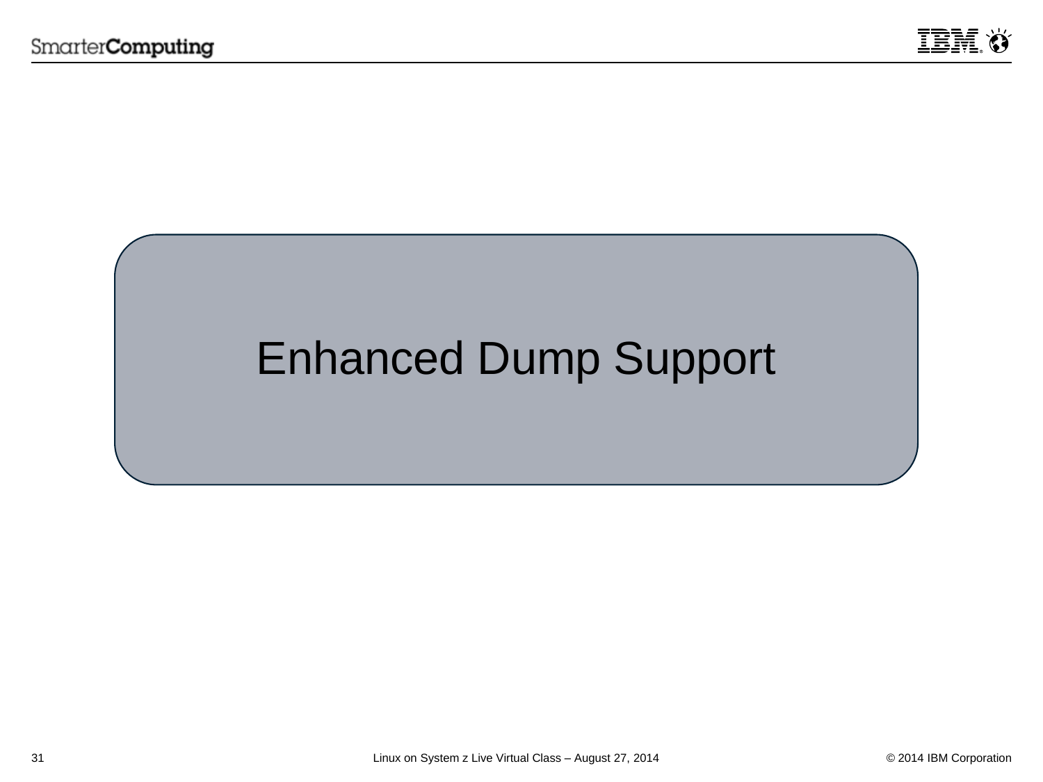# Enhanced Dump Support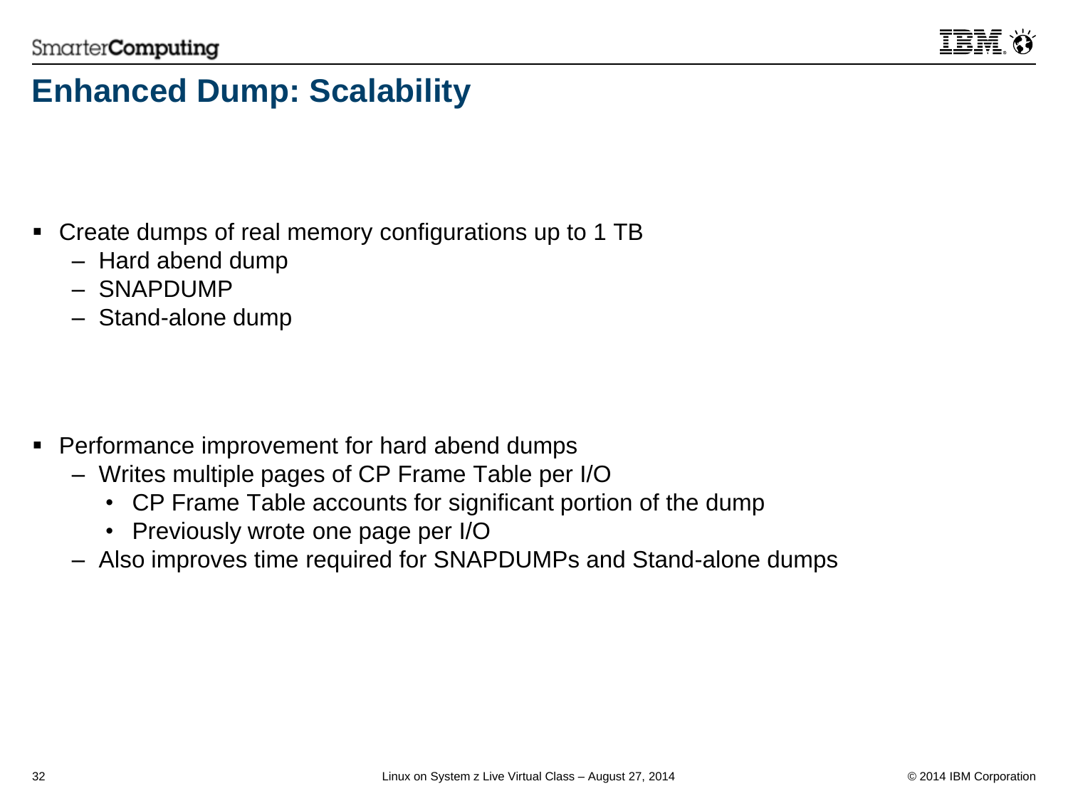# Enhanced Dump: Scalability

- Create dumps of real memory configurations up to 1 TB
  - Hard abend dump
  - SNAPDUMP
  - Stand-alone dump

- Performance improvement for hard abend dumps
  - Writes multiple pages of CP Frame Table per I/O
    - CP Frame Table accounts for significant portion of the dump
    - Previously wrote one page per I/O
  - Also improves time required for SNAPDUMPs and Stand-alone dumps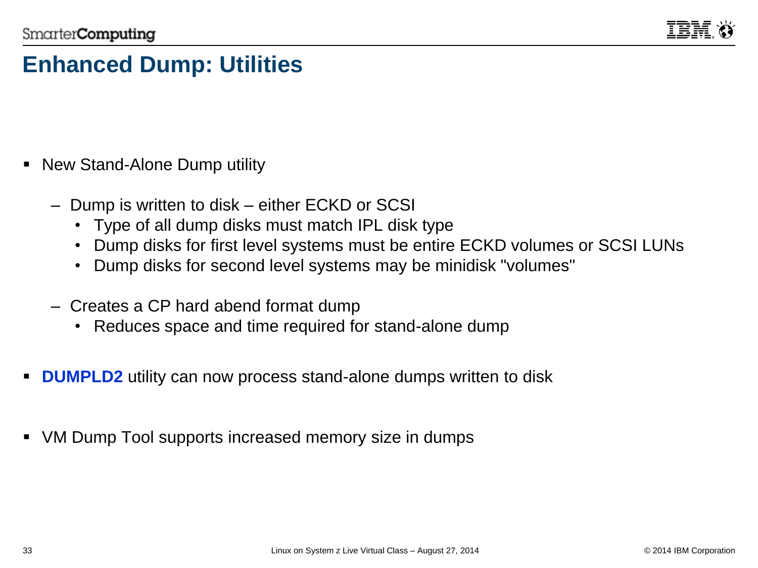# Enhanced Dump: Utilities

- New Stand-Alone Dump utility
  - Dump is written to disk – either ECKD or SCSI
    - Type of all dump disks must match IPL disk type
    - Dump disks for first level systems must be entire ECKD volumes or SCSI LUNs
    - Dump disks for second level systems may be minidisk "volumes"
  - Creates a CP hard abend format dump
    - Reduces space and time required for stand-alone dump
- **DUMPLD2** utility can now process stand-alone dumps written to disk
- VM Dump Tool supports increased memory size in dumps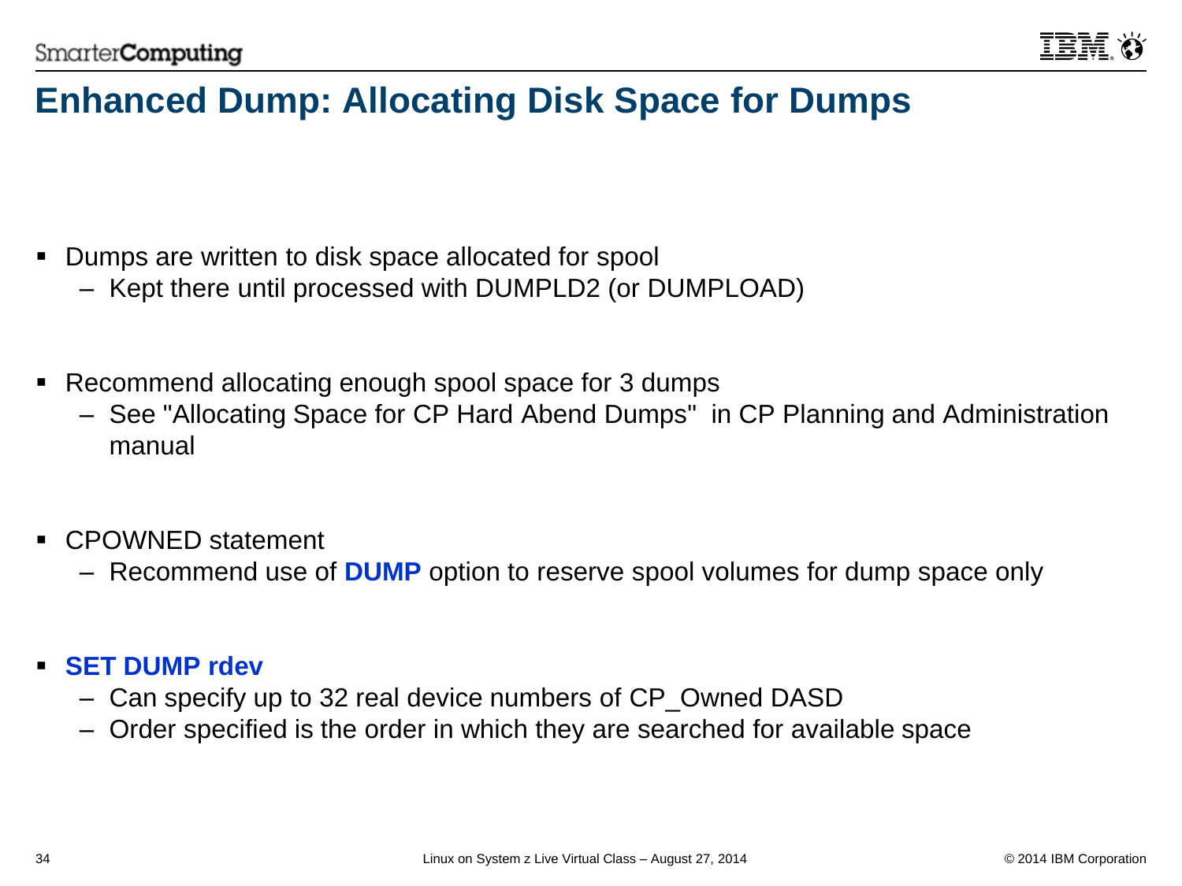# Enhanced Dump: Allocating Disk Space for Dumps

- Dumps are written to disk space allocated for spool
  - Kept there until processed with DUMPLD2 (or DUMPLOAD)

- Recommend allocating enough spool space for 3 dumps
  - See "Allocating Space for CP Hard Abend Dumps" in CP Planning and Administration manual

- CPOWNED statement
  - Recommend use of **DUMP** option to reserve spool volumes for dump space only

- **SET DUMP rdev**
  - Can specify up to 32 real device numbers of CP_Owned DASD
  - Order specified is the order in which they are searched for available space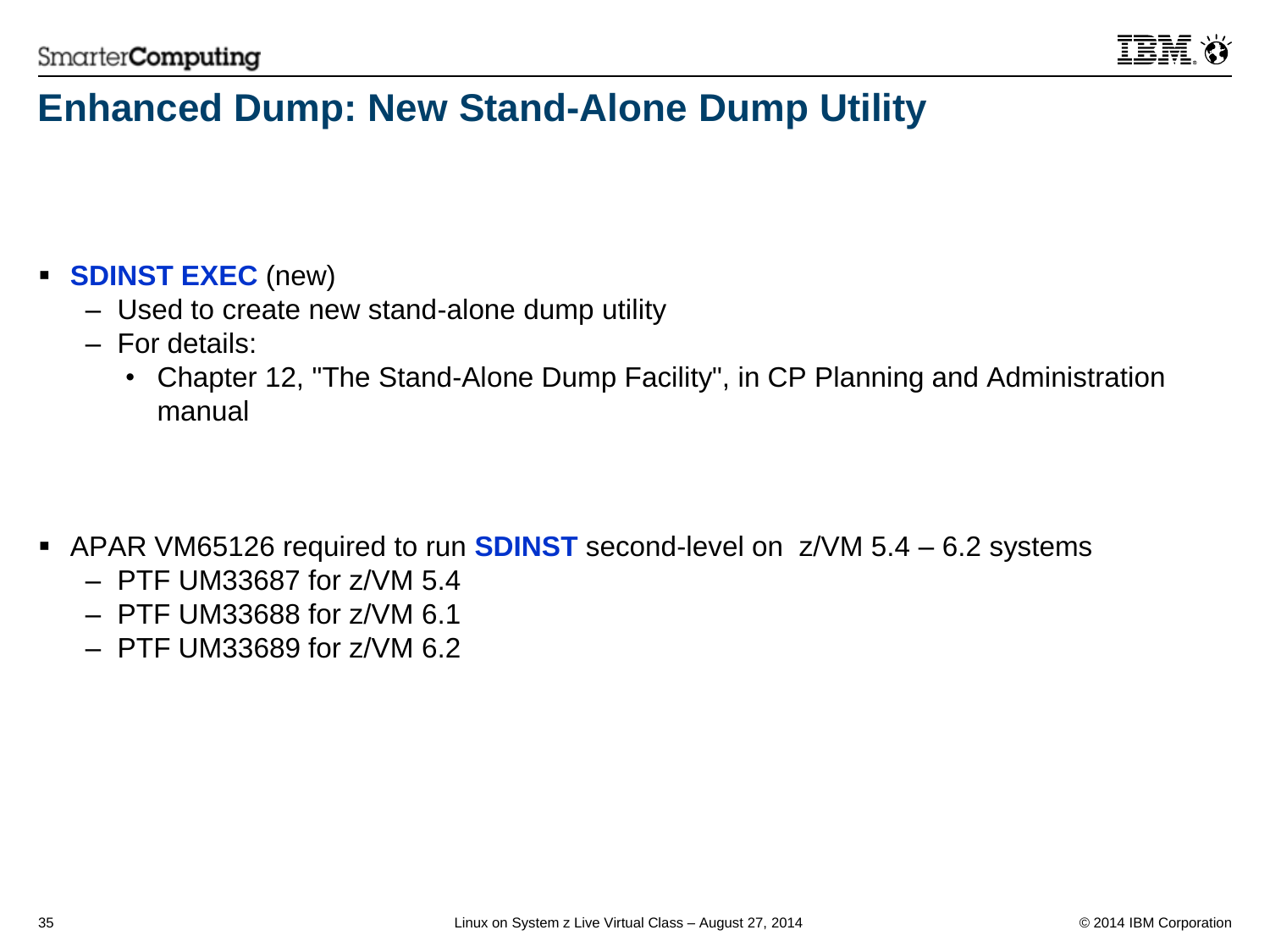# Enhanced Dump: New Stand-Alone Dump Utility

- **SDINST EXEC** (new)
  - Used to create new stand-alone dump utility
  - For details:
    - Chapter 12, "The Stand-Alone Dump Facility", in CP Planning and Administration manual

- APAR VM65126 required to run **SDINST** second-level on z/VM 5.4 – 6.2 systems
  - PTF UM33687 for z/VM 5.4
  - PTF UM33688 for z/VM 6.1
  - PTF UM33689 for z/VM 6.2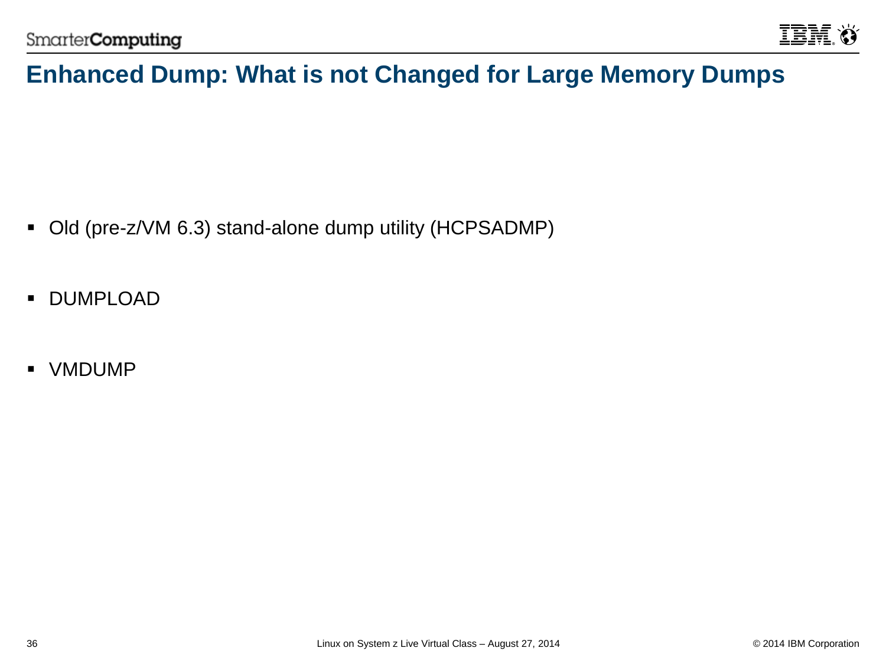# Enhanced Dump: What is not Changed for Large Memory Dumps

- Old (pre-z/VM 6.3) stand-alone dump utility (HCPSADMP)
- DUMPLOAD
- VMDUMP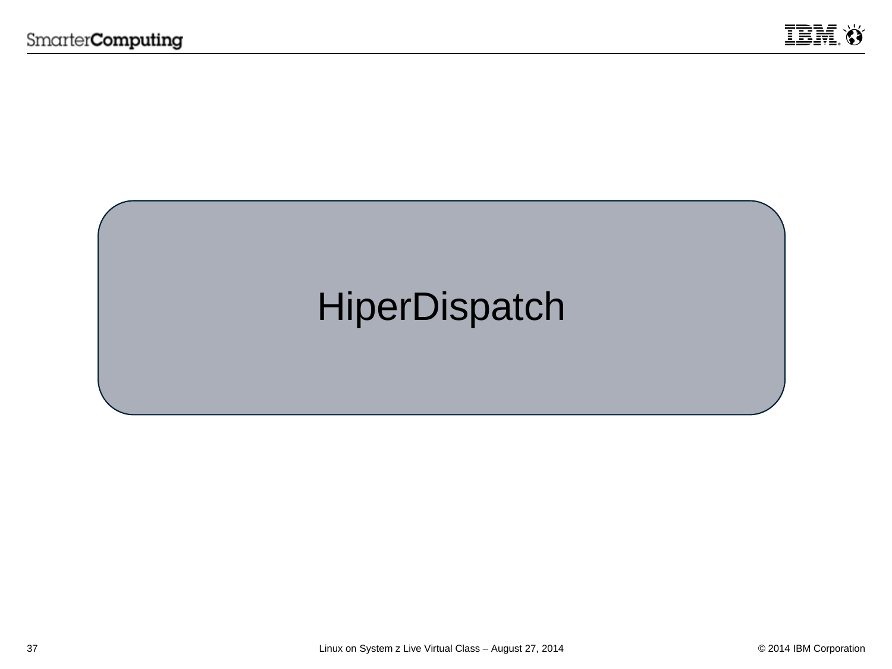# HiperDispatch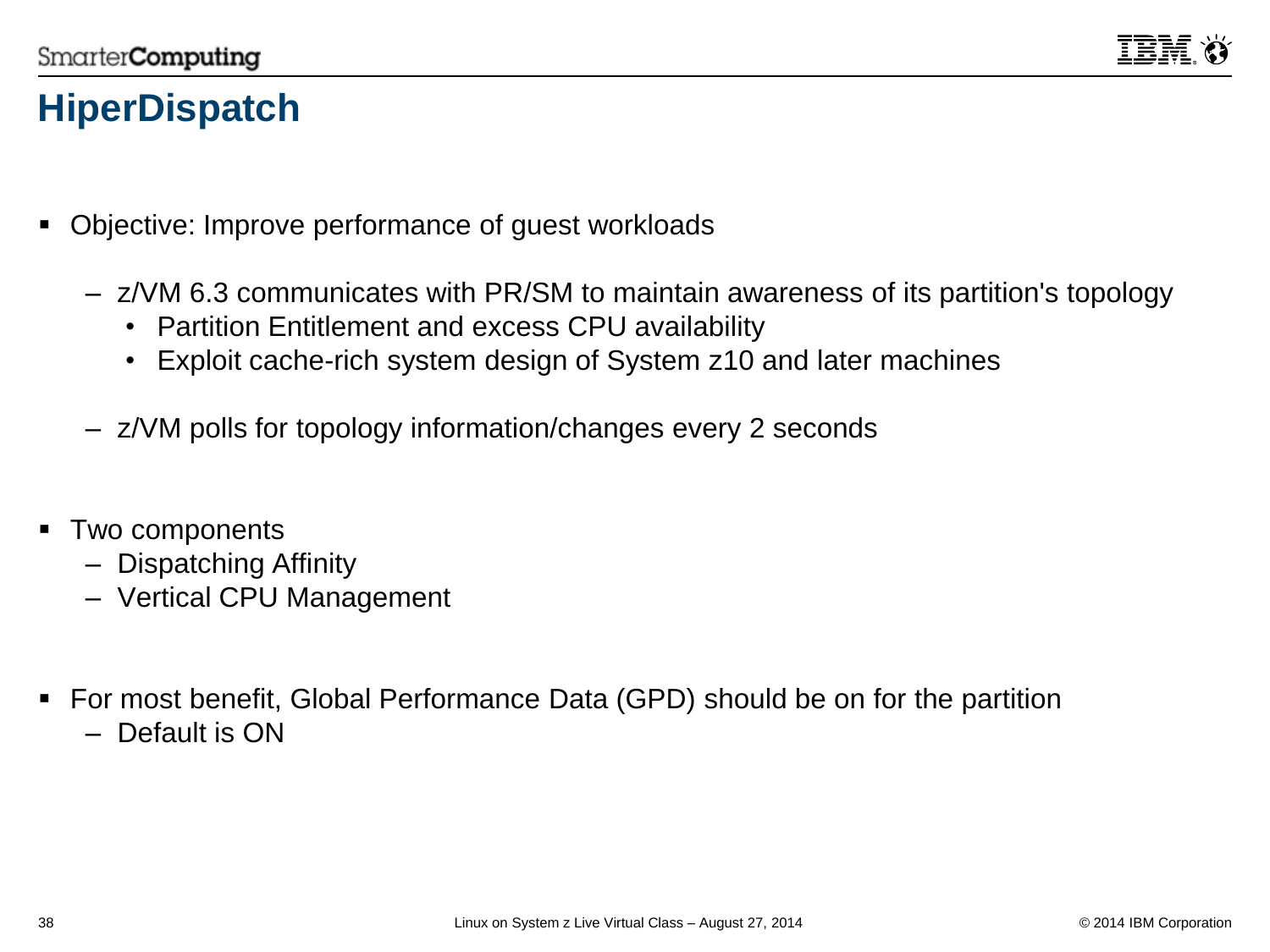# HiperDispatch

- Objective: Improve performance of guest workloads
  - z/VM 6.3 communicates with PR/SM to maintain awareness of its partition's topology
    - Partition Entitlement and excess CPU availability
    - Exploit cache-rich system design of System z10 and later machines
  - z/VM polls for topology information/changes every 2 seconds
- Two components
  - Dispatching Affinity
  - Vertical CPU Management
- For most benefit, Global Performance Data (GPD) should be on for the partition
  - Default is ON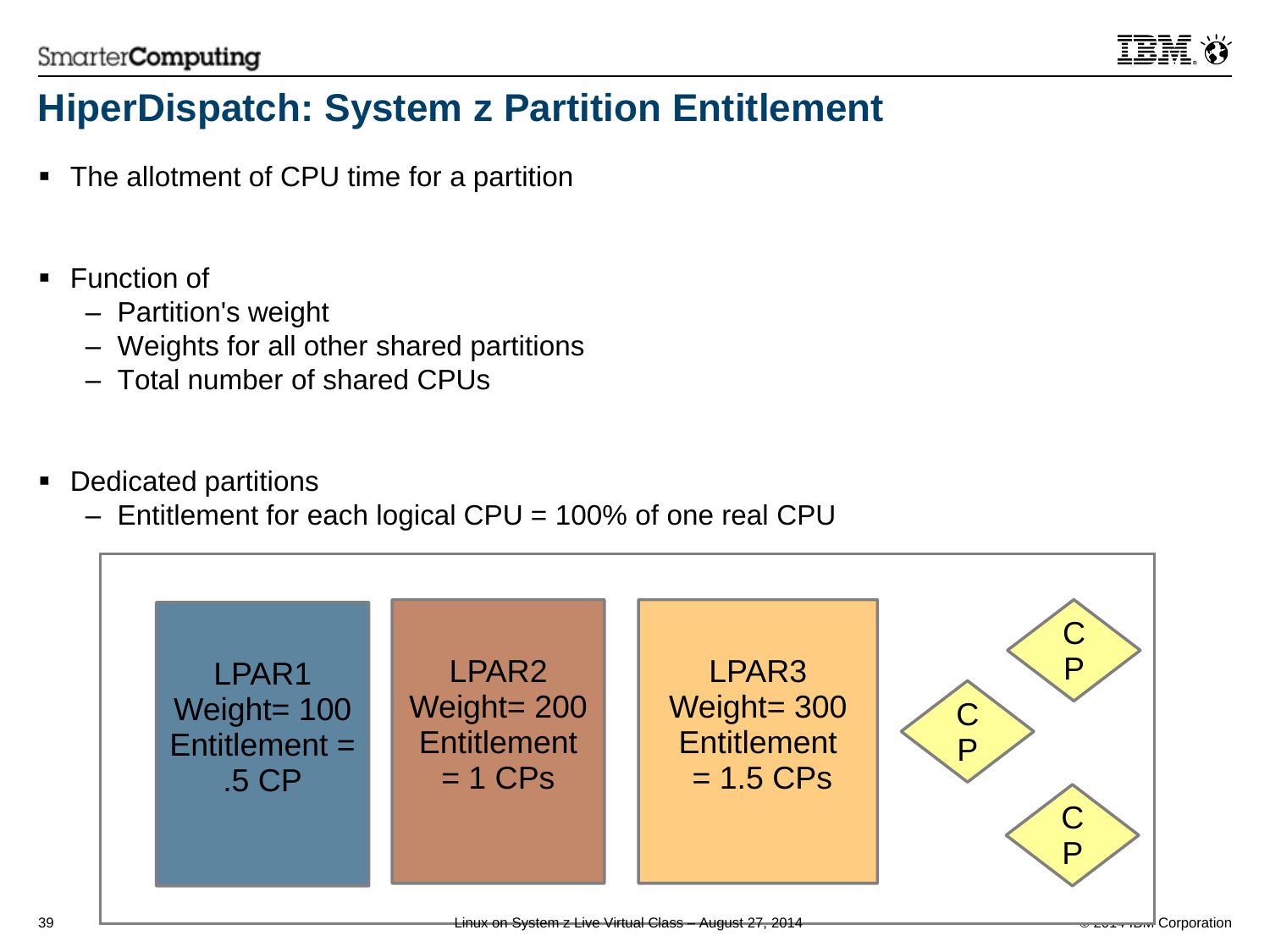# HiperDispatch: System z Partition Entitlement

- The allotment of CPU time for a partition
- Function of
  - Partition's weight
  - Weights for all other shared partitions
  - Total number of shared CPUs
- Dedicated partitions
  - Entitlement for each logical CPU = 100% of one real CPU

LPAR1
Weight= 100
Entitlement = .5 CP

LPAR2
Weight= 200
Entitlement = 1 CPs

LPAR3
Weight= 300
Entitlement = 1.5 CPs

CP

CP

CP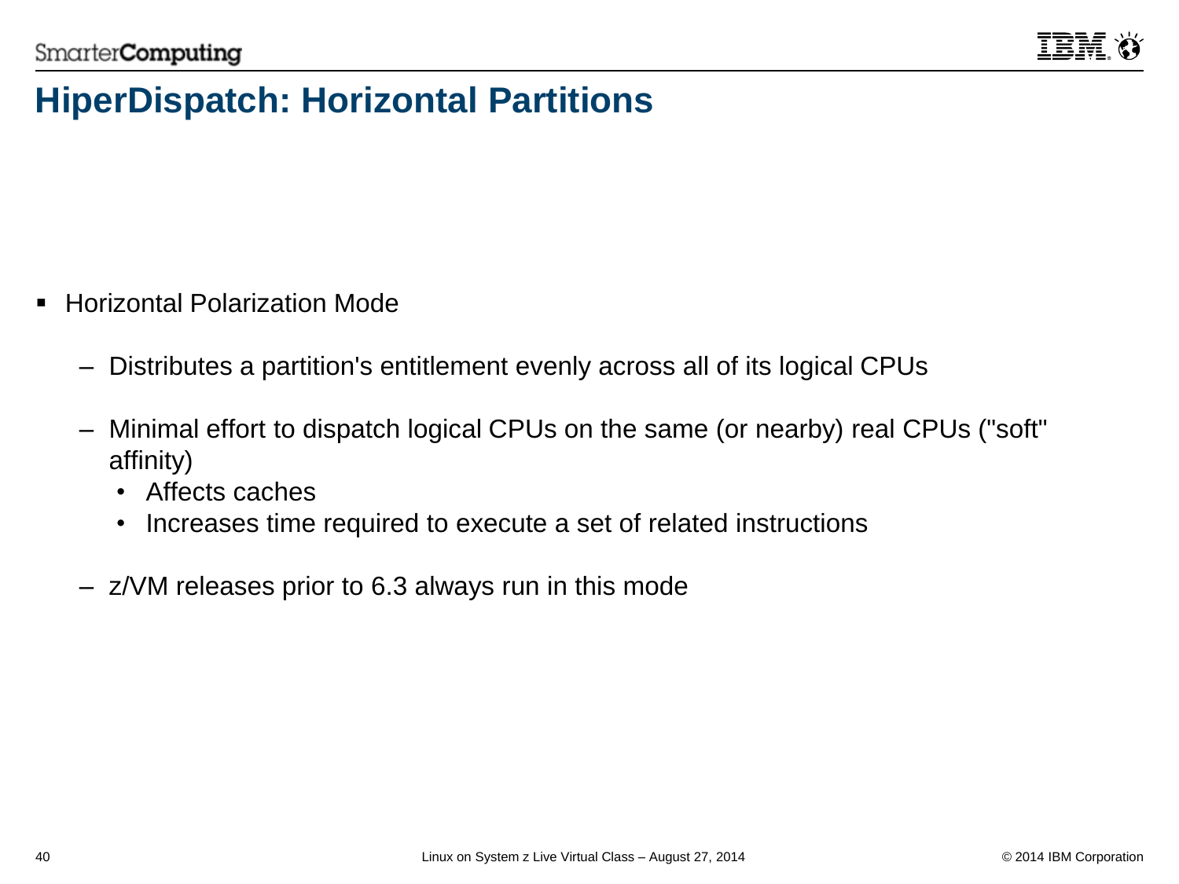# HiperDispatch: Horizontal Partitions

- Horizontal Polarization Mode
  - Distributes a partition's entitlement evenly across all of its logical CPUs
  - Minimal effort to dispatch logical CPUs on the same (or nearby) real CPUs ("soft" affinity)
    - Affects caches
    - Increases time required to execute a set of related instructions
  - z/VM releases prior to 6.3 always run in this mode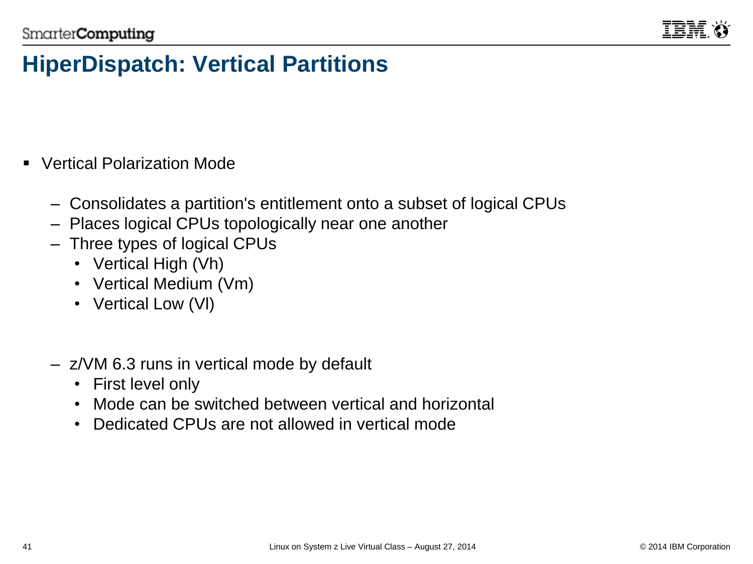# HiperDispatch: Vertical Partitions

- Vertical Polarization Mode
  - Consolidates a partition's entitlement onto a subset of logical CPUs
  - Places logical CPUs topologically near one another
  - Three types of logical CPUs
    - Vertical High (Vh)
    - Vertical Medium (Vm)
    - Vertical Low (Vl)
  - z/VM 6.3 runs in vertical mode by default
    - First level only
    - Mode can be switched between vertical and horizontal
    - Dedicated CPUs are not allowed in vertical mode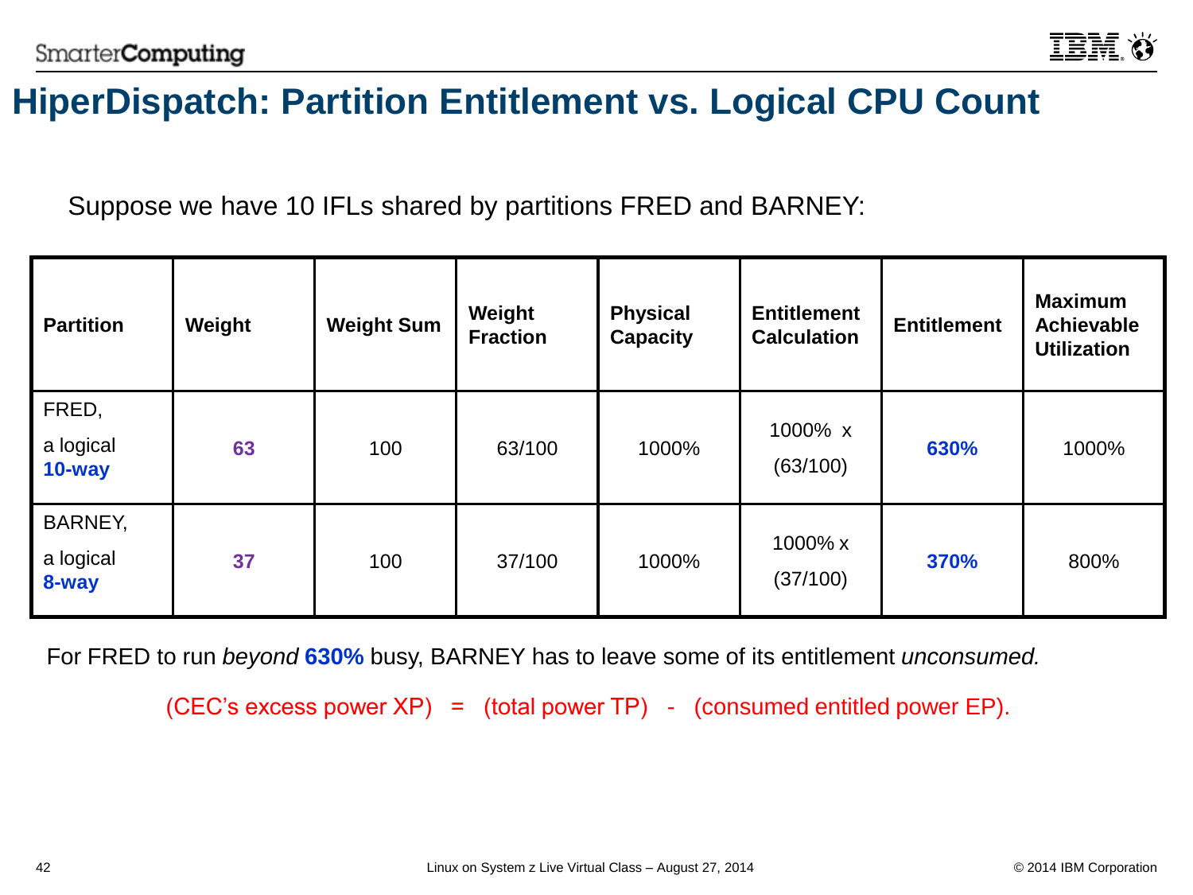# HiperDispatch: Partition Entitlement vs. Logical CPU Count

Suppose we have 10 IFLs shared by partitions FRED and BARNEY:

| Partition | Weight | Weight Sum | Weight Fraction | Physical Capacity | Entitlement Calculation | Entitlement | Maximum Achievable Utilization |
|---|---|---|---|---|---|---|---|
| FRED, a logical **10-way** | **63** | 100 | 63/100 | 1000% | 1000% x (63/100) | **630%** | 1000% |
| BARNEY, a logical **8-way** | **37** | 100 | 37/100 | 1000% | 1000% x (37/100) | **370%** | 800% |

For FRED to run *beyond* **630%** busy, BARNEY has to leave some of its entitlement *unconsumed.*

(CEC's excess power XP) = (total power TP) - (consumed entitled power EP).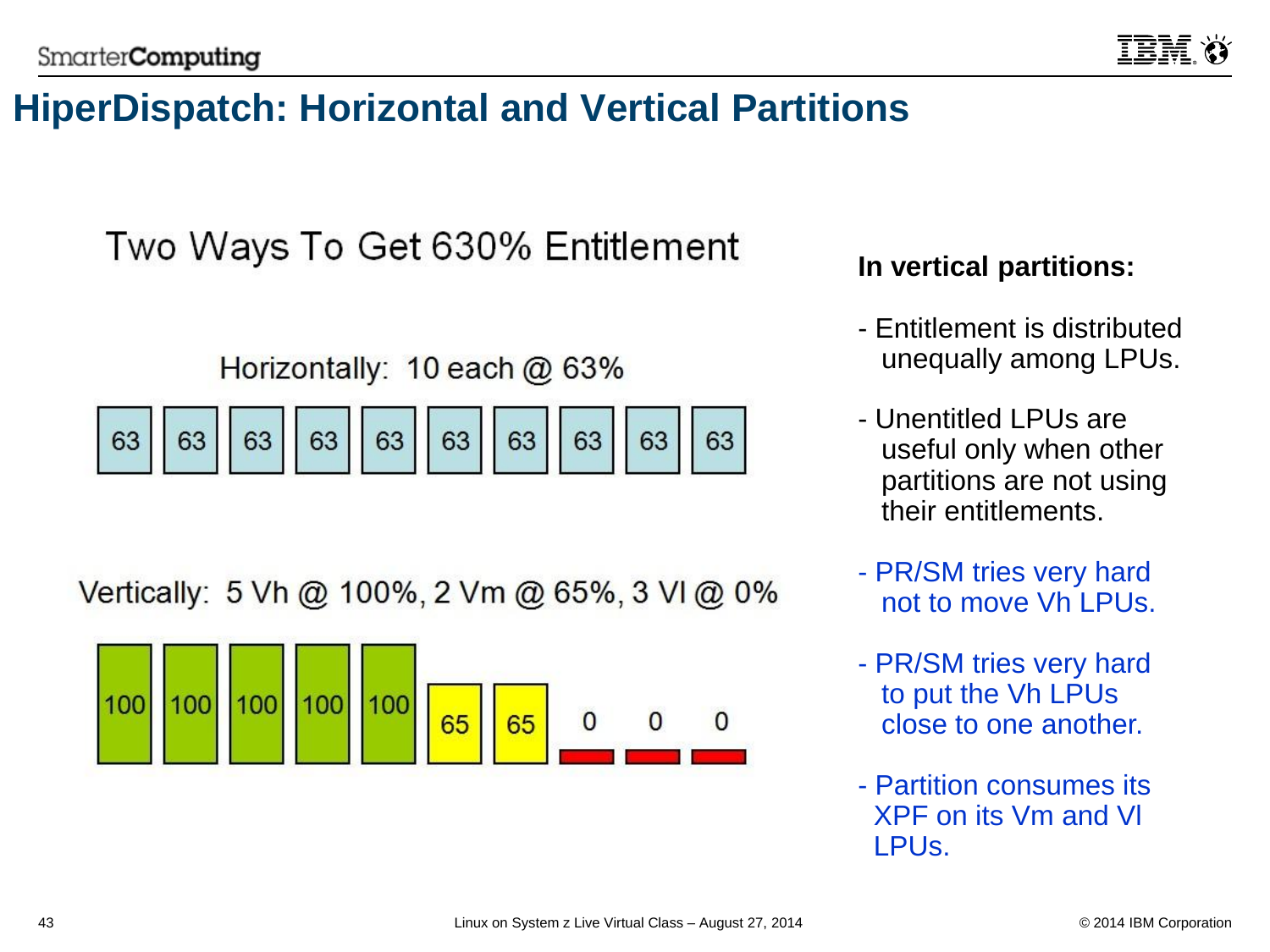# HiperDispatch: Horizontal and Vertical Partitions

## Two Ways To Get 630% Entitlement

Horizontally: 10 each @ 63%

| 63 | 63 | 63 | 63 | 63 | 63 | 63 | 63 | 63 | 63 |
|---|---|---|---|---|---|---|---|---|---|

Vertically: 5 Vh @ 100%, 2 Vm @ 65%, 3 Vl @ 0%

| 100 | 100 | 100 | 100 | 100 | 65 | 65 | 0 | 0 | 0 |
|---|---|---|---|---|---|---|---|---|---|

**In vertical partitions:**

- Entitlement is distributed unequally among LPUs.
- Unentitled LPUs are useful only when other partitions are not using their entitlements.
- PR/SM tries very hard not to move Vh LPUs.
- PR/SM tries very hard to put the Vh LPUs close to one another.
- Partition consumes its XPF on its Vm and Vl LPUs.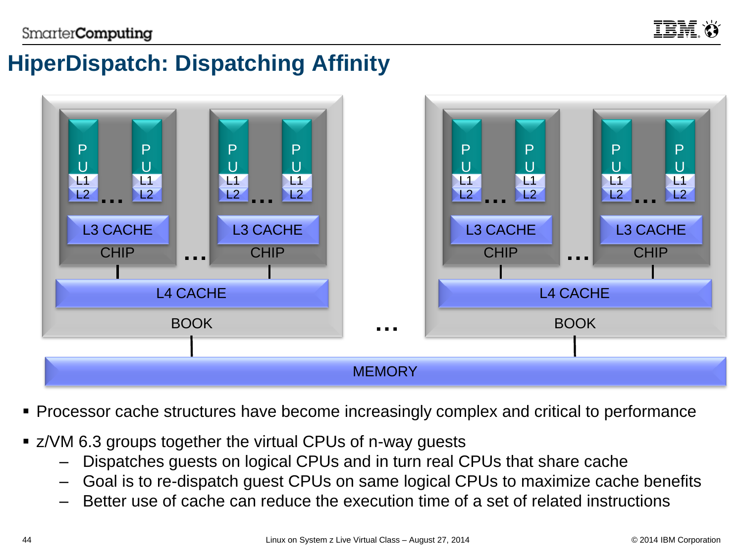# HiperDispatch: Dispatching Affinity

- Processor cache structures have become increasingly complex and critical to performance
- z/VM 6.3 groups together the virtual CPUs of n-way guests
  - Dispatches guests on logical CPUs and in turn real CPUs that share cache
  - Goal is to re-dispatch guest CPUs on same logical CPUs to maximize cache benefits
  - Better use of cache can reduce the execution time of a set of related instructions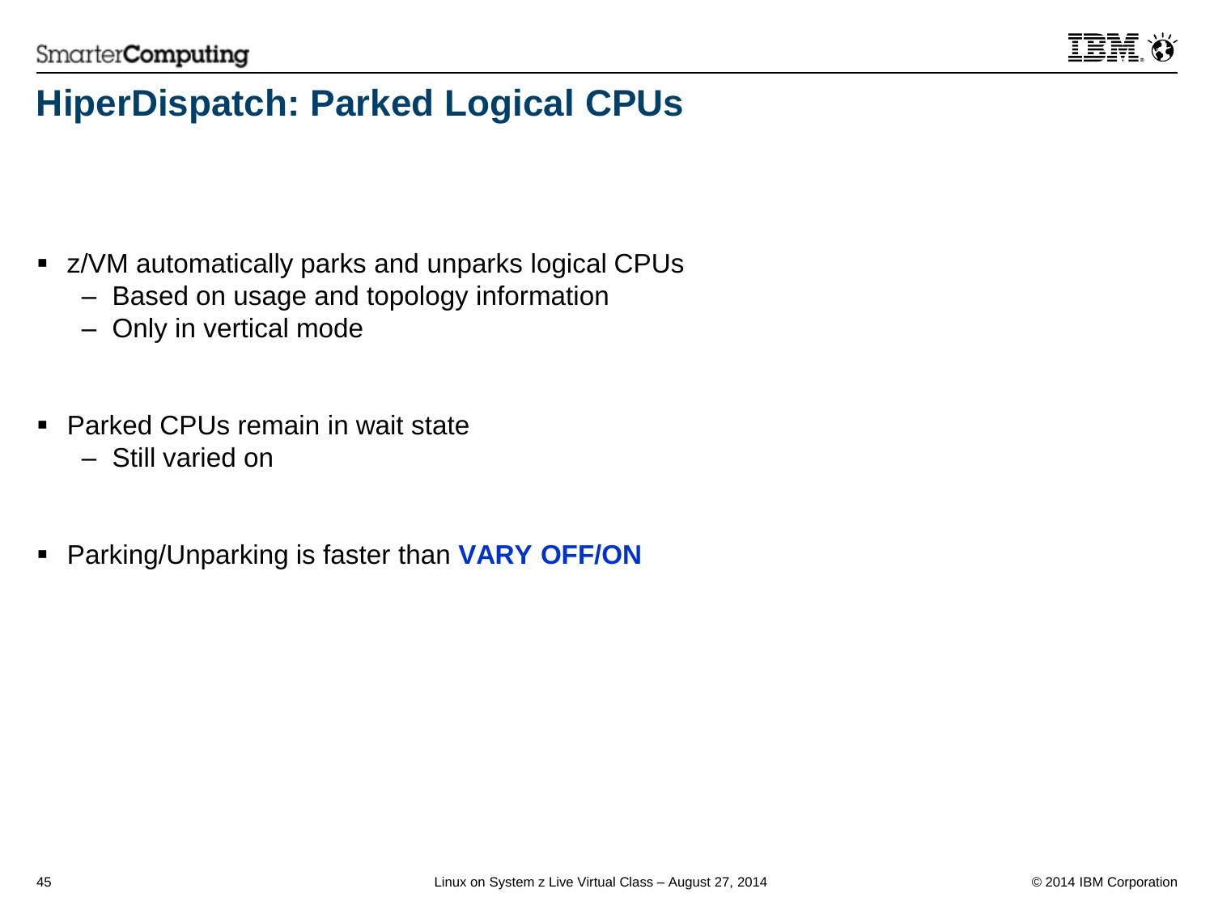# HiperDispatch: Parked Logical CPUs

- z/VM automatically parks and unparks logical CPUs
  - Based on usage and topology information
  - Only in vertical mode
- Parked CPUs remain in wait state
  - Still varied on
- Parking/Unparking is faster than **VARY OFF/ON**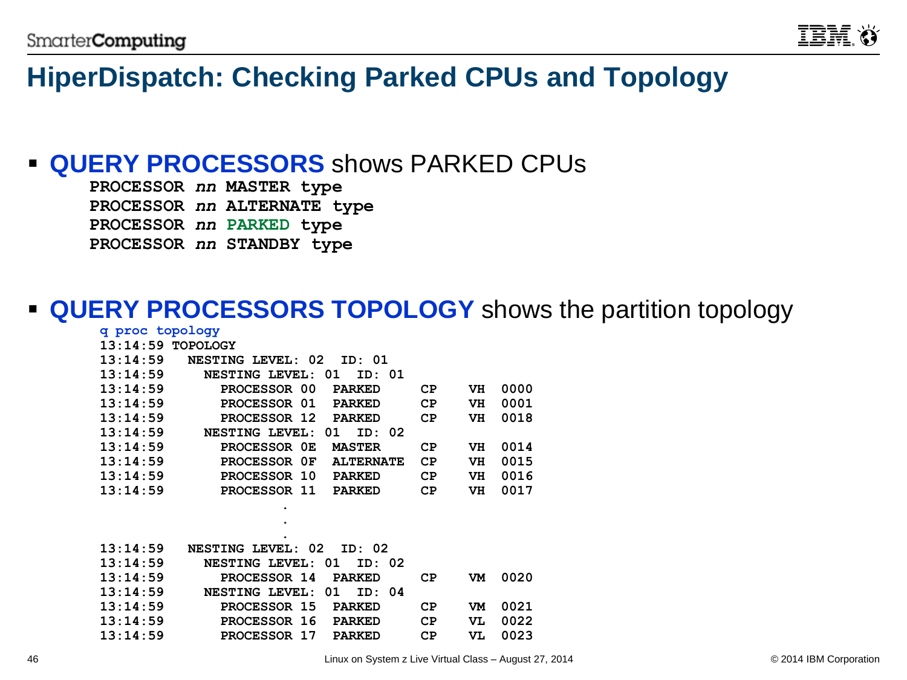# HiperDispatch: Checking Parked CPUs and Topology

- **QUERY PROCESSORS** shows PARKED CPUs

```
PROCESSOR nn MASTER type
PROCESSOR nn ALTERNATE type
PROCESSOR nn PARKED type
PROCESSOR nn STANDBY type
```

- **QUERY PROCESSORS TOPOLOGY** shows the partition topology

```
q proc topology
13:14:59 TOPOLOGY
13:14:59   NESTING LEVEL: 02  ID: 01
13:14:59     NESTING LEVEL: 01  ID: 01
13:14:59       PROCESSOR 00  PARKED     CP    VH  0000
13:14:59       PROCESSOR 01  PARKED     CP    VH  0001
13:14:59       PROCESSOR 12  PARKED     CP    VH  0018
13:14:59     NESTING LEVEL: 01  ID: 02
13:14:59       PROCESSOR 0E  MASTER     CP    VH  0014
13:14:59       PROCESSOR 0F  ALTERNATE  CP    VH  0015
13:14:59       PROCESSOR 10  PARKED     CP    VH  0016
13:14:59       PROCESSOR 11  PARKED     CP    VH  0017
                        .
                        .
                        .
13:14:59   NESTING LEVEL: 02  ID: 02
13:14:59     NESTING LEVEL: 01  ID: 02
13:14:59       PROCESSOR 14  PARKED     CP    VM  0020
13:14:59     NESTING LEVEL: 01  ID: 04
13:14:59       PROCESSOR 15  PARKED     CP    VM  0021
13:14:59       PROCESSOR 16  PARKED     CP    VL  0022
13:14:59       PROCESSOR 17  PARKED     CP    VL  0023
```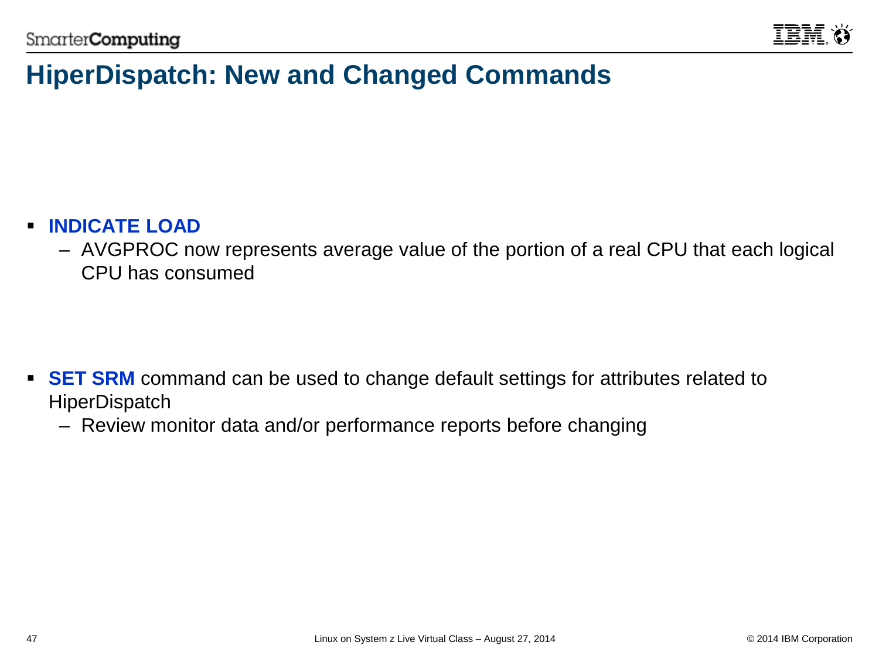# HiperDispatch: New and Changed Commands

- **INDICATE LOAD**
  - AVGPROC now represents average value of the portion of a real CPU that each logical CPU has consumed

- **SET SRM** command can be used to change default settings for attributes related to HiperDispatch
  - Review monitor data and/or performance reports before changing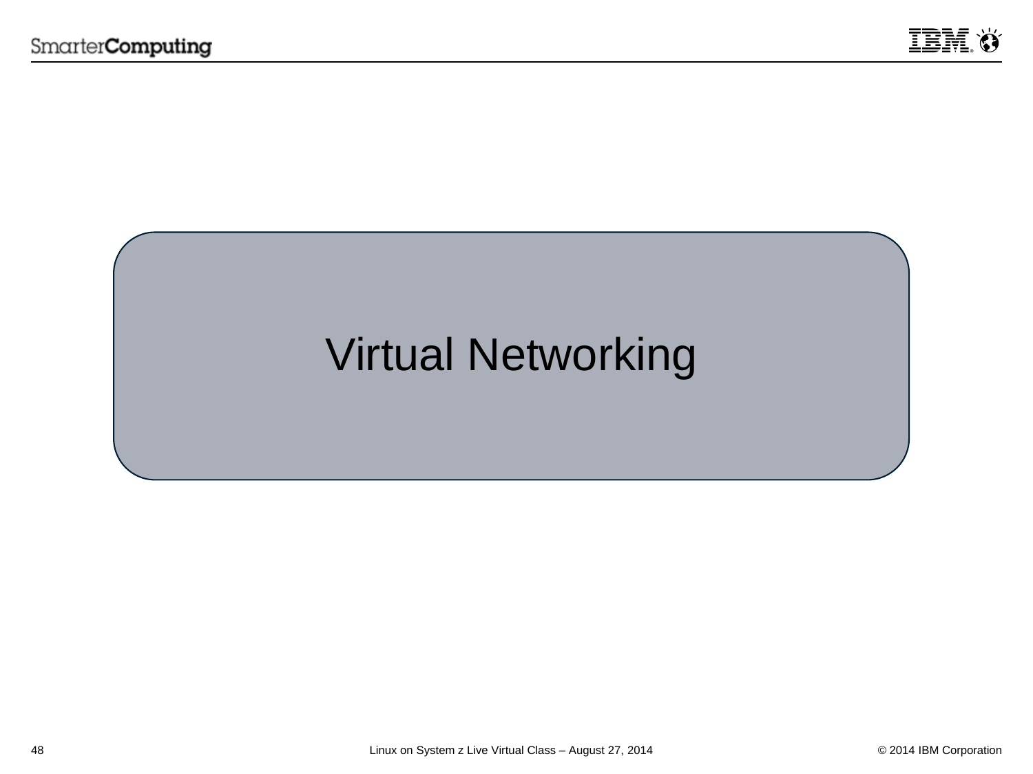# Virtual Networking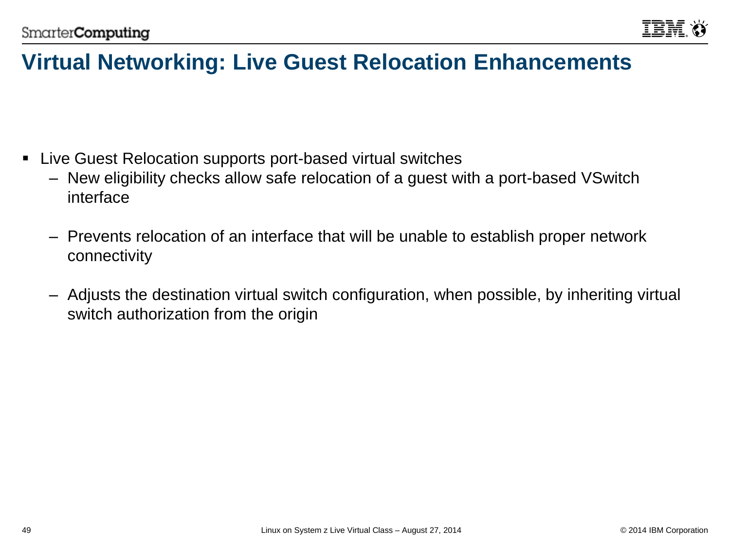# Virtual Networking: Live Guest Relocation Enhancements

- Live Guest Relocation supports port-based virtual switches
  - New eligibility checks allow safe relocation of a guest with a port-based VSwitch interface
  - Prevents relocation of an interface that will be unable to establish proper network connectivity
  - Adjusts the destination virtual switch configuration, when possible, by inheriting virtual switch authorization from the origin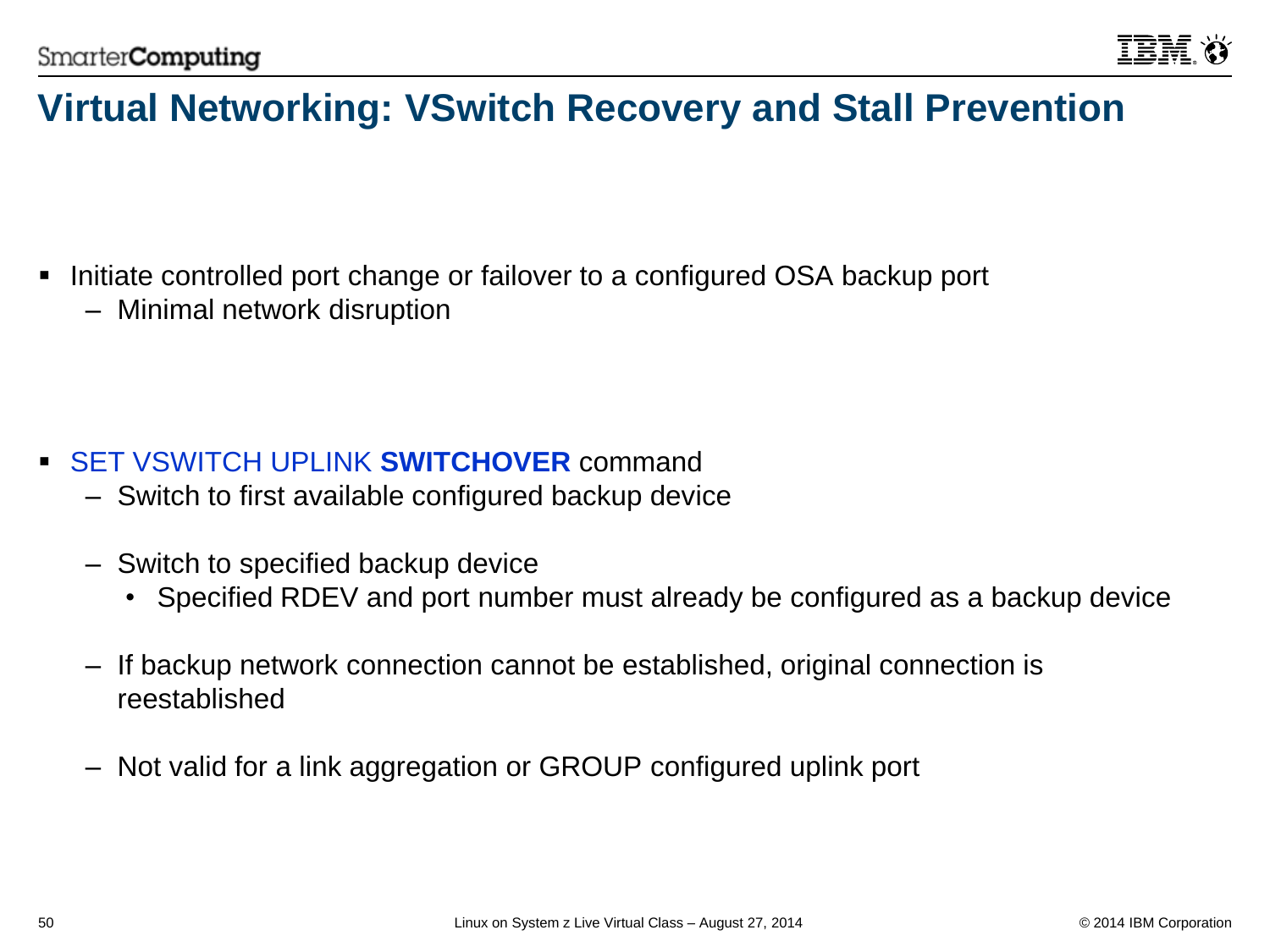# Virtual Networking: VSwitch Recovery and Stall Prevention

- Initiate controlled port change or failover to a configured OSA backup port
  - Minimal network disruption

- SET VSWITCH UPLINK **SWITCHOVER** command
  - Switch to first available configured backup device
  - Switch to specified backup device
    - Specified RDEV and port number must already be configured as a backup device
  - If backup network connection cannot be established, original connection is reestablished
  - Not valid for a link aggregation or GROUP configured uplink port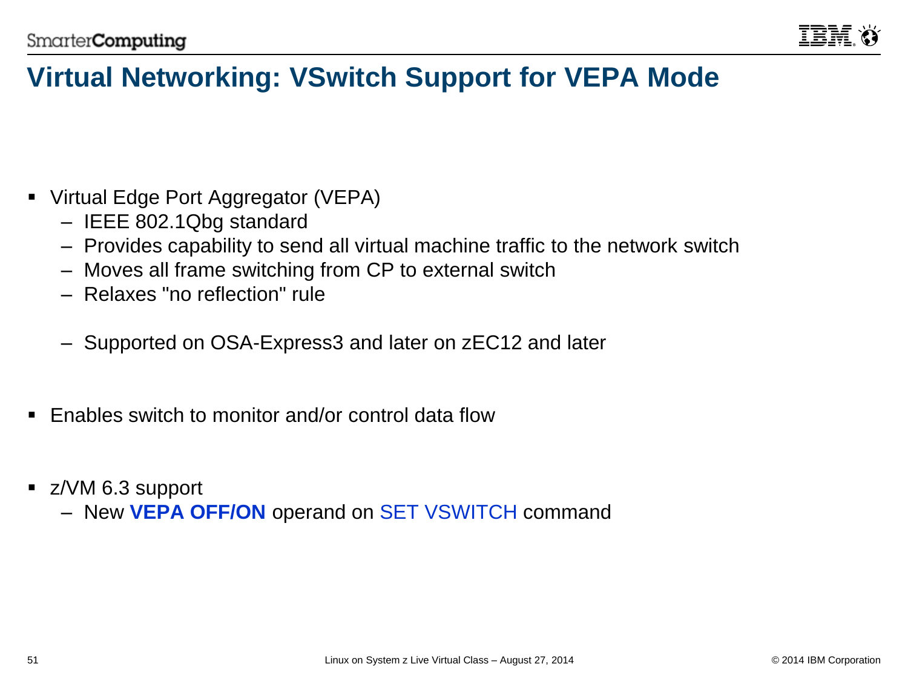# Virtual Networking: VSwitch Support for VEPA Mode

- Virtual Edge Port Aggregator (VEPA)
  - IEEE 802.1Qbg standard
  - Provides capability to send all virtual machine traffic to the network switch
  - Moves all frame switching from CP to external switch
  - Relaxes "no reflection" rule

  - Supported on OSA-Express3 and later on zEC12 and later

- Enables switch to monitor and/or control data flow

- z/VM 6.3 support
  - New **VEPA OFF/ON** operand on SET VSWITCH command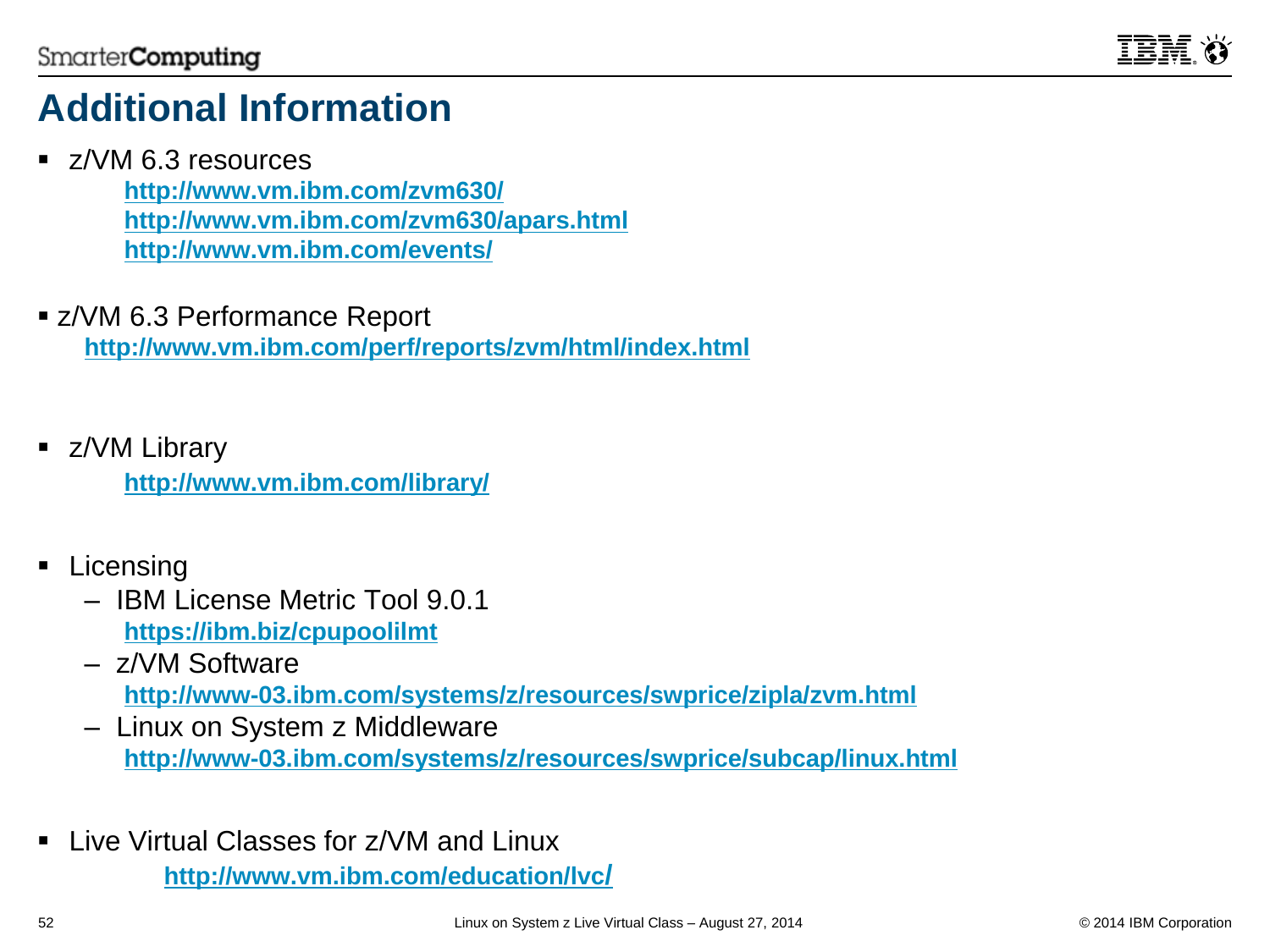# Additional Information

- z/VM 6.3 resources
  - http://www.vm.ibm.com/zvm630/
  - http://www.vm.ibm.com/zvm630/apars.html
  - http://www.vm.ibm.com/events/

- z/VM 6.3 Performance Report
  - http://www.vm.ibm.com/perf/reports/zvm/html/index.html

- z/VM Library
  - http://www.vm.ibm.com/library/

- Licensing
  - IBM License Metric Tool 9.0.1
    - https://ibm.biz/cpupoolilmt
  - z/VM Software
    - http://www-03.ibm.com/systems/z/resources/swprice/zipla/zvm.html
  - Linux on System z Middleware
    - http://www-03.ibm.com/systems/z/resources/swprice/subcap/linux.html

- Live Virtual Classes for z/VM and Linux
  - http://www.vm.ibm.com/education/lvc/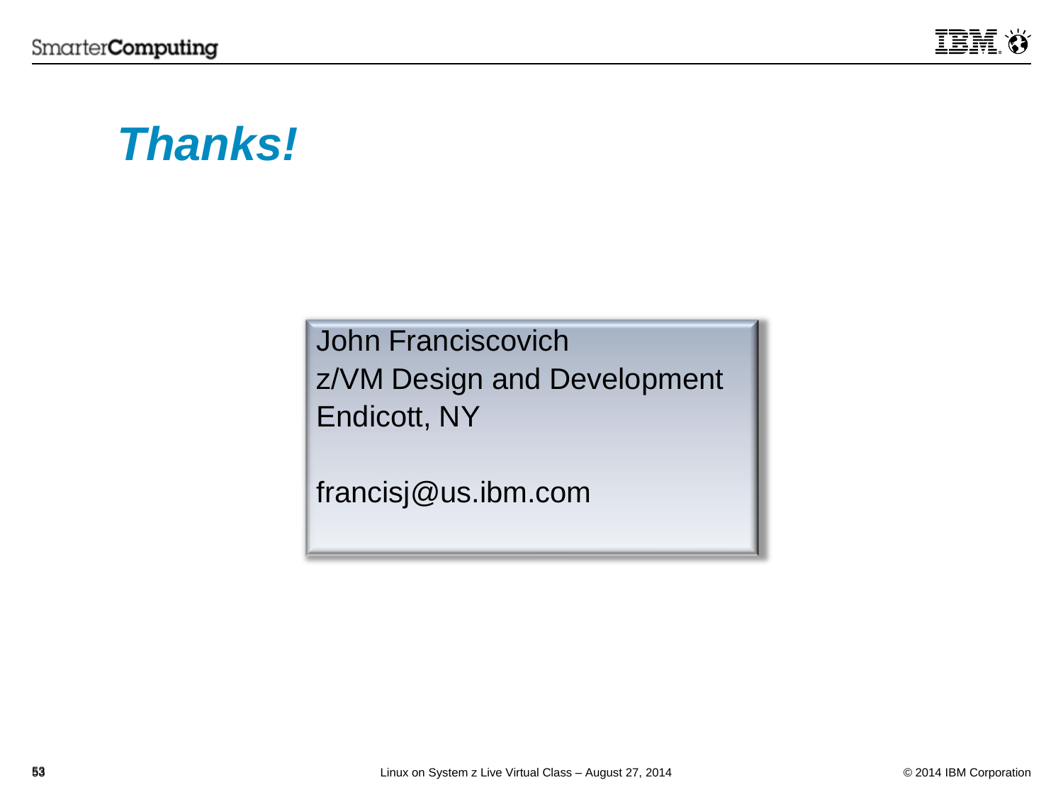# *Thanks!*

John Franciscovich
z/VM Design and Development
Endicott, NY

francisj@us.ibm.com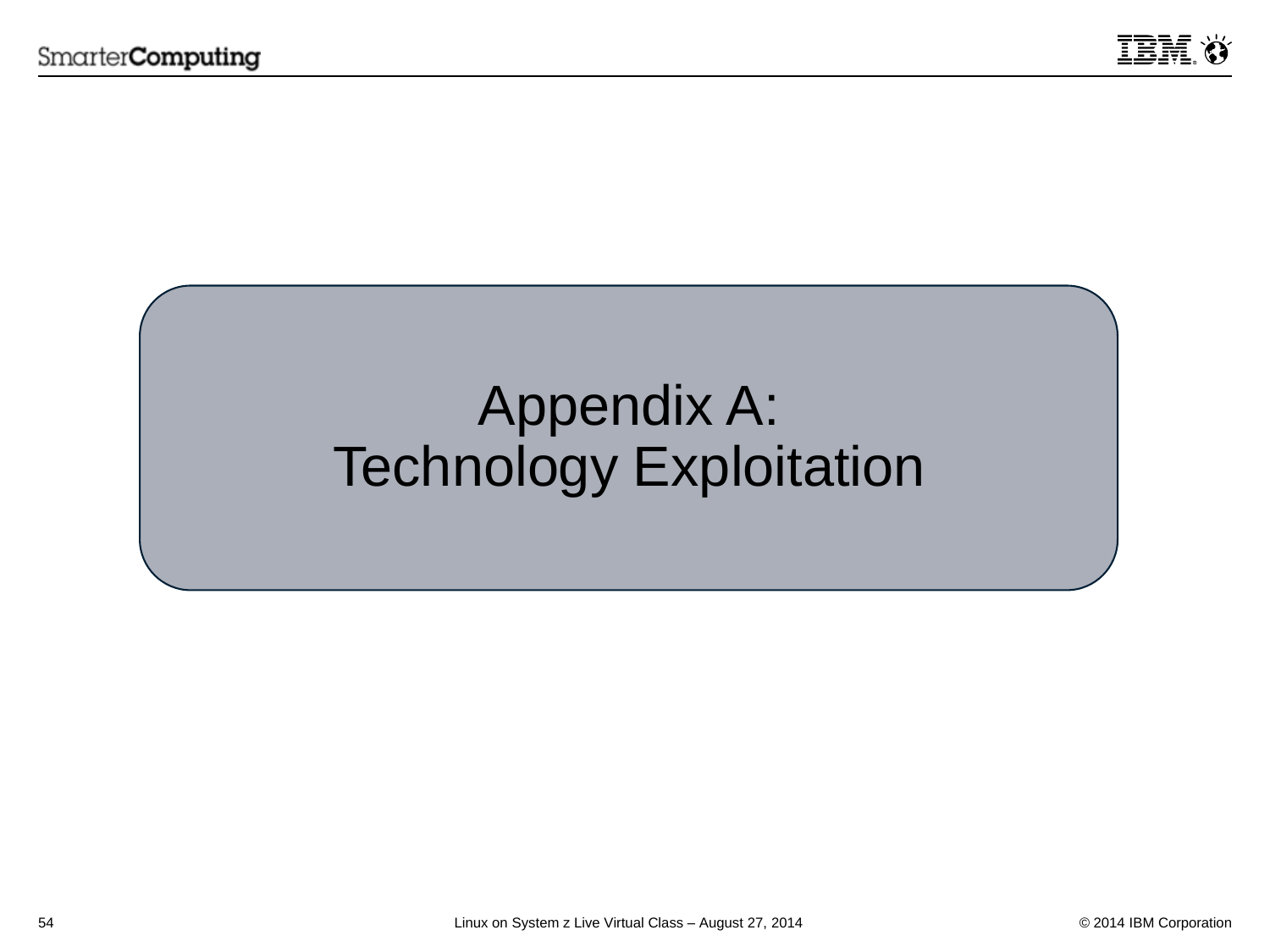# Appendix A: Technology Exploitation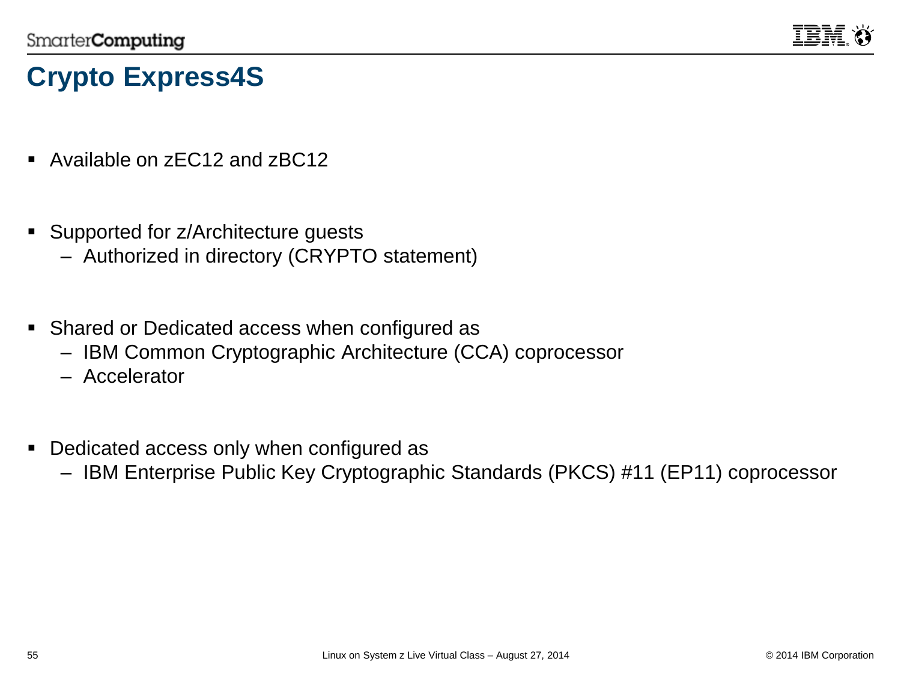# Crypto Express4S

- Available on zEC12 and zBC12
- Supported for z/Architecture guests
  - Authorized in directory (CRYPTO statement)
- Shared or Dedicated access when configured as
  - IBM Common Cryptographic Architecture (CCA) coprocessor
  - Accelerator
- Dedicated access only when configured as
  - IBM Enterprise Public Key Cryptographic Standards (PKCS) #11 (EP11) coprocessor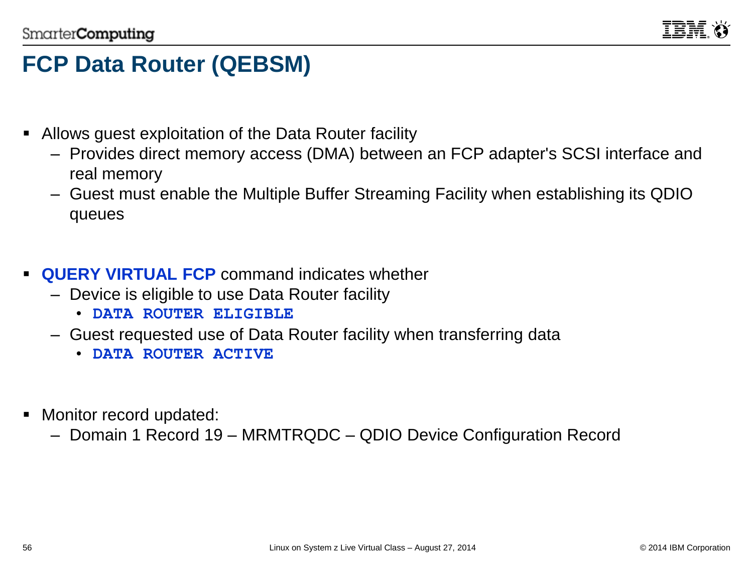# FCP Data Router (QEBSM)

- Allows guest exploitation of the Data Router facility
  - Provides direct memory access (DMA) between an FCP adapter's SCSI interface and real memory
  - Guest must enable the Multiple Buffer Streaming Facility when establishing its QDIO queues

- **QUERY VIRTUAL FCP** command indicates whether
  - Device is eligible to use Data Router facility
    - **`DATA ROUTER ELIGIBLE`**
  - Guest requested use of Data Router facility when transferring data
    - **`DATA ROUTER ACTIVE`**

- Monitor record updated:
  - Domain 1 Record 19 – MRMTRQDC – QDIO Device Configuration Record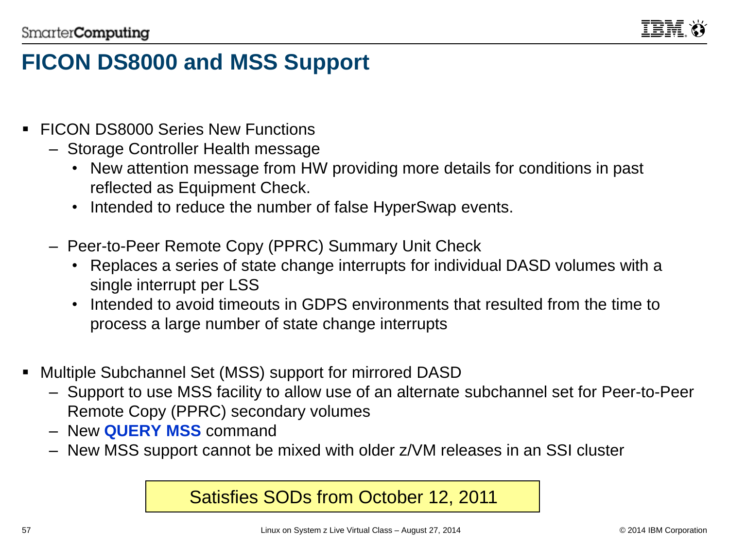# FICON DS8000 and MSS Support

- FICON DS8000 Series New Functions
  - Storage Controller Health message
    - New attention message from HW providing more details for conditions in past reflected as Equipment Check.
    - Intended to reduce the number of false HyperSwap events.
  - Peer-to-Peer Remote Copy (PPRC) Summary Unit Check
    - Replaces a series of state change interrupts for individual DASD volumes with a single interrupt per LSS
    - Intended to avoid timeouts in GDPS environments that resulted from the time to process a large number of state change interrupts
- Multiple Subchannel Set (MSS) support for mirrored DASD
  - Support to use MSS facility to allow use of an alternate subchannel set for Peer-to-Peer Remote Copy (PPRC) secondary volumes
  - New **QUERY MSS** command
  - New MSS support cannot be mixed with older z/VM releases in an SSI cluster

Satisfies SODs from October 12, 2011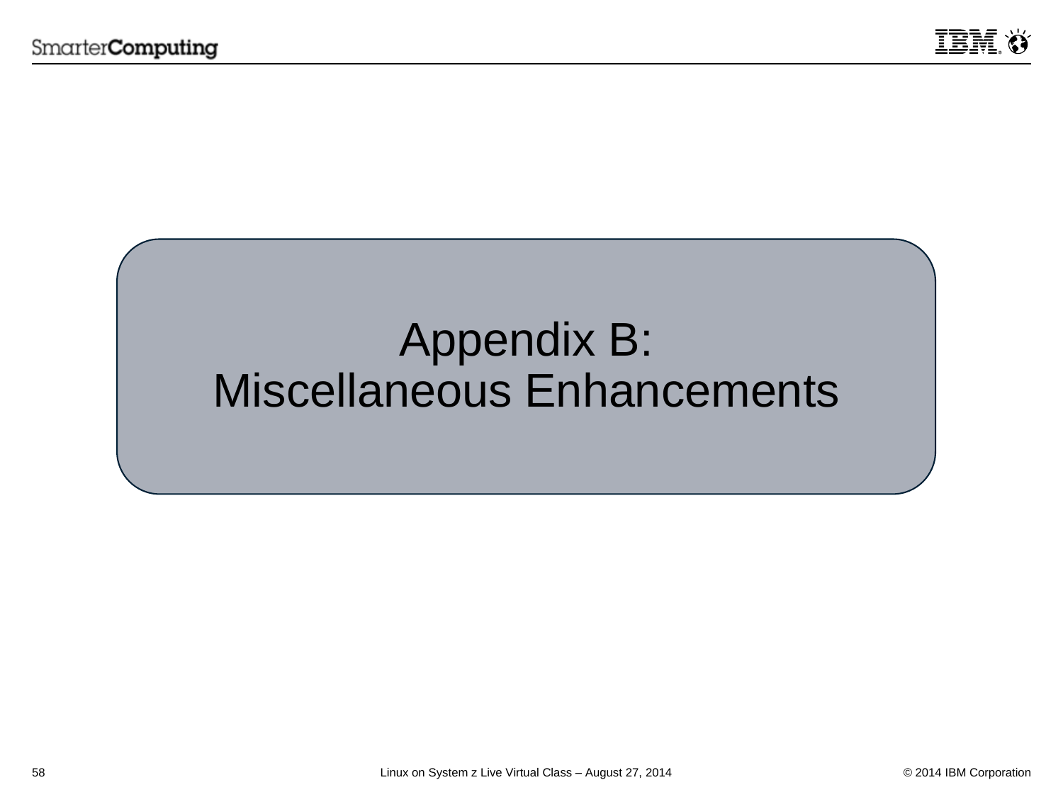# Appendix B: Miscellaneous Enhancements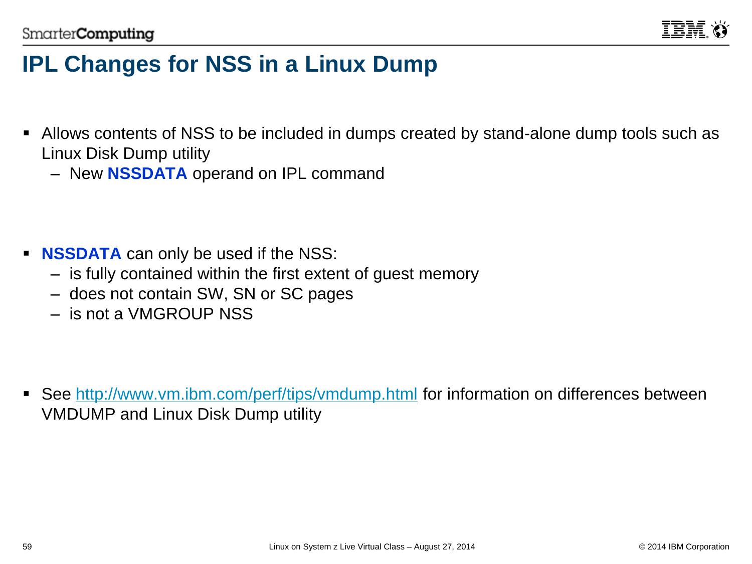# IPL Changes for NSS in a Linux Dump

- Allows contents of NSS to be included in dumps created by stand-alone dump tools such as Linux Disk Dump utility
  - New **NSSDATA** operand on IPL command

- **NSSDATA** can only be used if the NSS:
  - is fully contained within the first extent of guest memory
  - does not contain SW, SN or SC pages
  - is not a VMGROUP NSS

- See http://www.vm.ibm.com/perf/tips/vmdump.html for information on differences between VMDUMP and Linux Disk Dump utility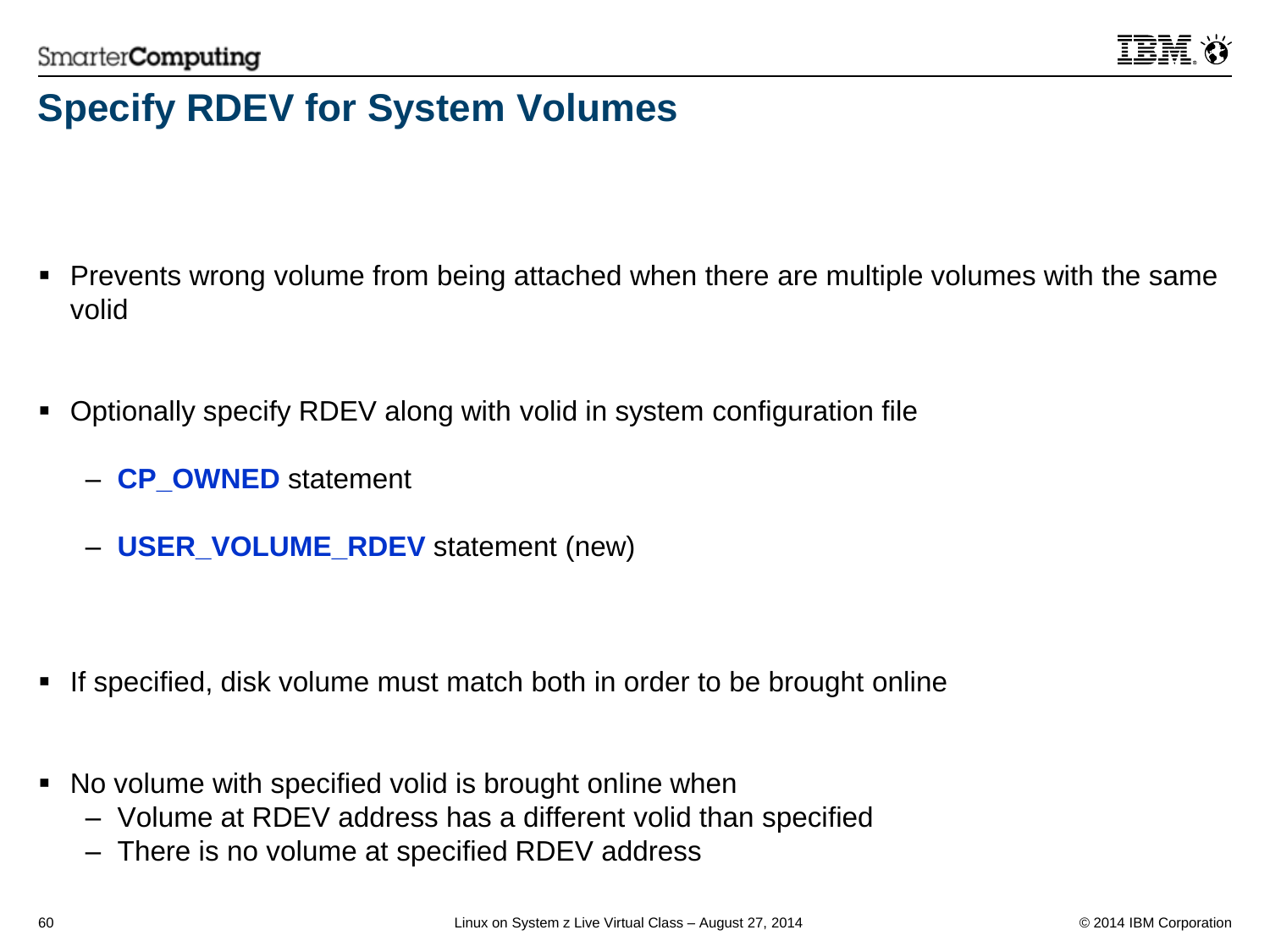# Specify RDEV for System Volumes

- Prevents wrong volume from being attached when there are multiple volumes with the same volid

- Optionally specify RDEV along with volid in system configuration file
  - **CP_OWNED** statement
  - **USER_VOLUME_RDEV** statement (new)

- If specified, disk volume must match both in order to be brought online

- No volume with specified volid is brought online when
  - Volume at RDEV address has a different volid than specified
  - There is no volume at specified RDEV address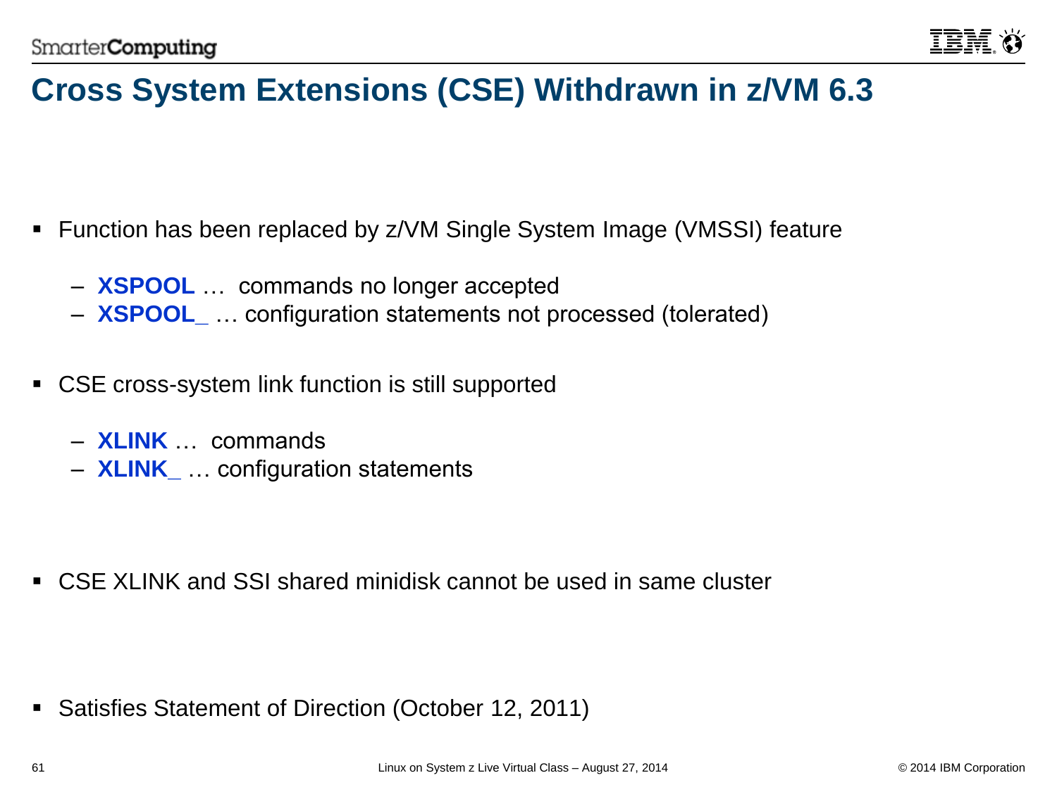# Cross System Extensions (CSE) Withdrawn in z/VM 6.3

- Function has been replaced by z/VM Single System Image (VMSSI) feature
  - **XSPOOL** … commands no longer accepted
  - **XSPOOL_** … configuration statements not processed (tolerated)

- CSE cross-system link function is still supported
  - **XLINK** … commands
  - **XLINK_** … configuration statements

- CSE XLINK and SSI shared minidisk cannot be used in same cluster

- Satisfies Statement of Direction (October 12, 2011)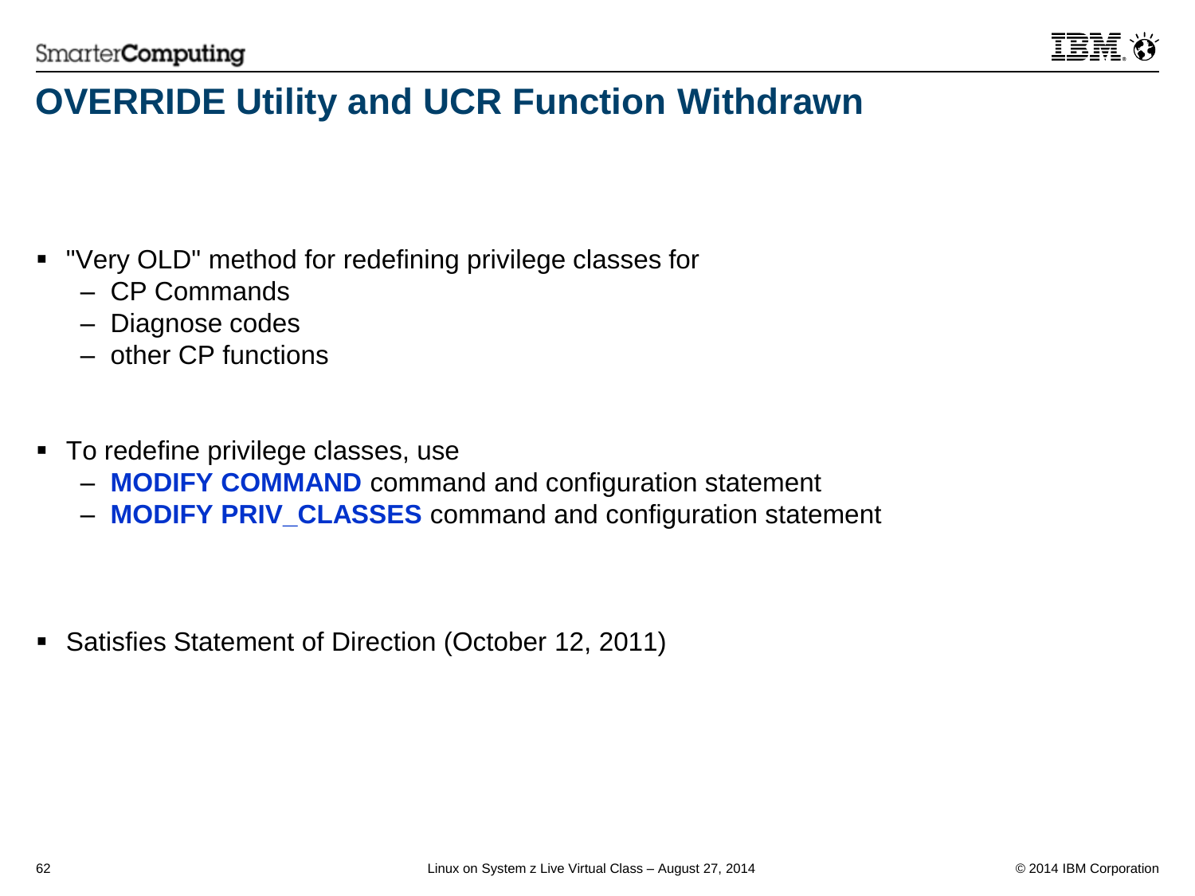# OVERRIDE Utility and UCR Function Withdrawn

- "Very OLD" method for redefining privilege classes for
  - CP Commands
  - Diagnose codes
  - other CP functions

- To redefine privilege classes, use
  - **MODIFY COMMAND** command and configuration statement
  - **MODIFY PRIV_CLASSES** command and configuration statement

- Satisfies Statement of Direction (October 12, 2011)